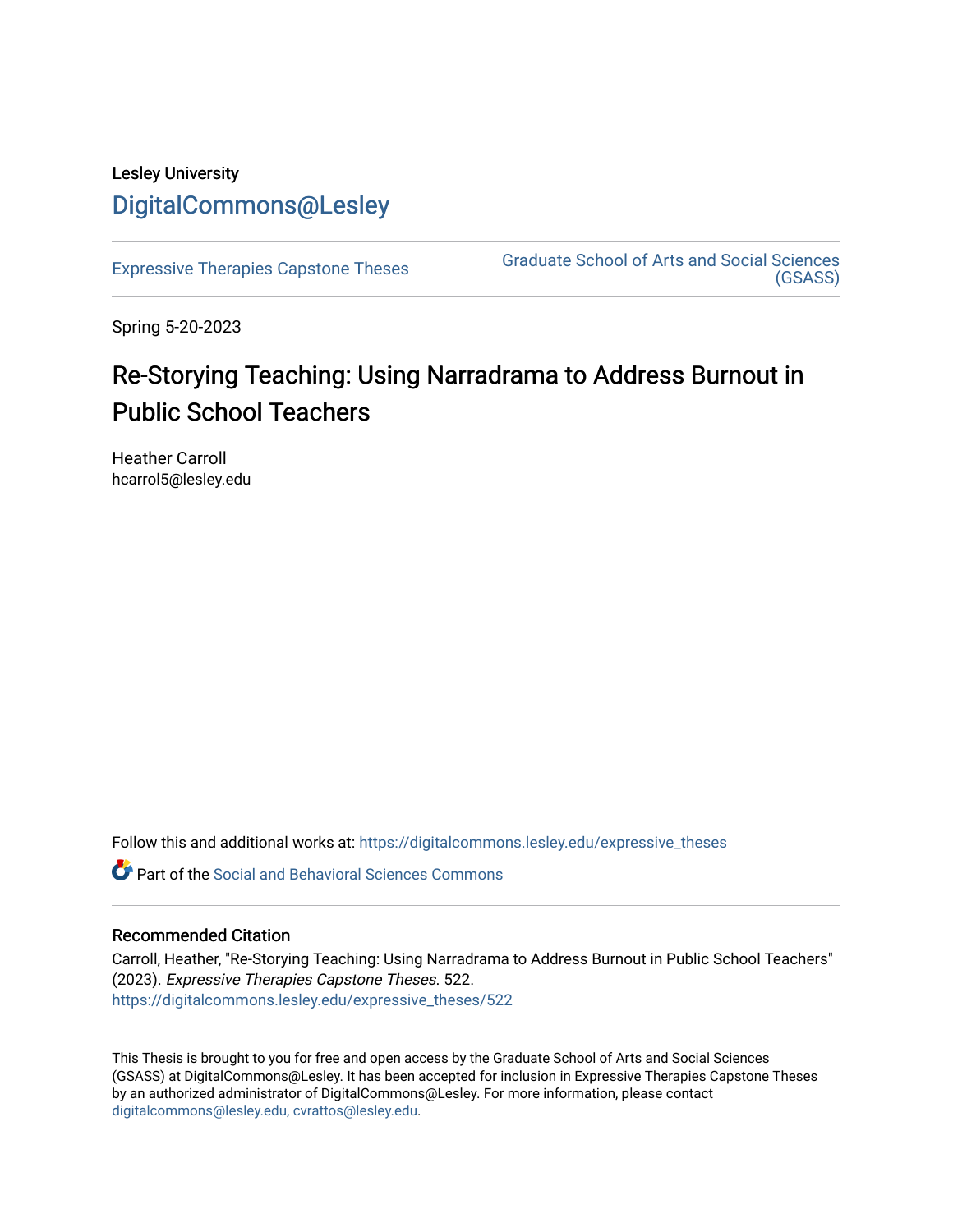Lesley University

DigitalCommons@Lesley

Expressive Therapies Capstone Theses

Graduate School of Arts and Social Sciences (GSASS)

Spring 5-20-2023

# Re-Storying Teaching: Using Narradrama to Address Burnout in Public School Teachers

Heather Carroll
hcarrol5@lesley.edu

Follow this and additional works at: https://digitalcommons.lesley.edu/expressive_theses

Part of the Social and Behavioral Sciences Commons

## Recommended Citation

Carroll, Heather, "Re-Storying Teaching: Using Narradrama to Address Burnout in Public School Teachers" (2023). *Expressive Therapies Capstone Theses*. 522.
https://digitalcommons.lesley.edu/expressive_theses/522

This Thesis is brought to you for free and open access by the Graduate School of Arts and Social Sciences (GSASS) at DigitalCommons@Lesley. It has been accepted for inclusion in Expressive Therapies Capstone Theses by an authorized administrator of DigitalCommons@Lesley. For more information, please contact digitalcommons@lesley.edu, cvrattos@lesley.edu.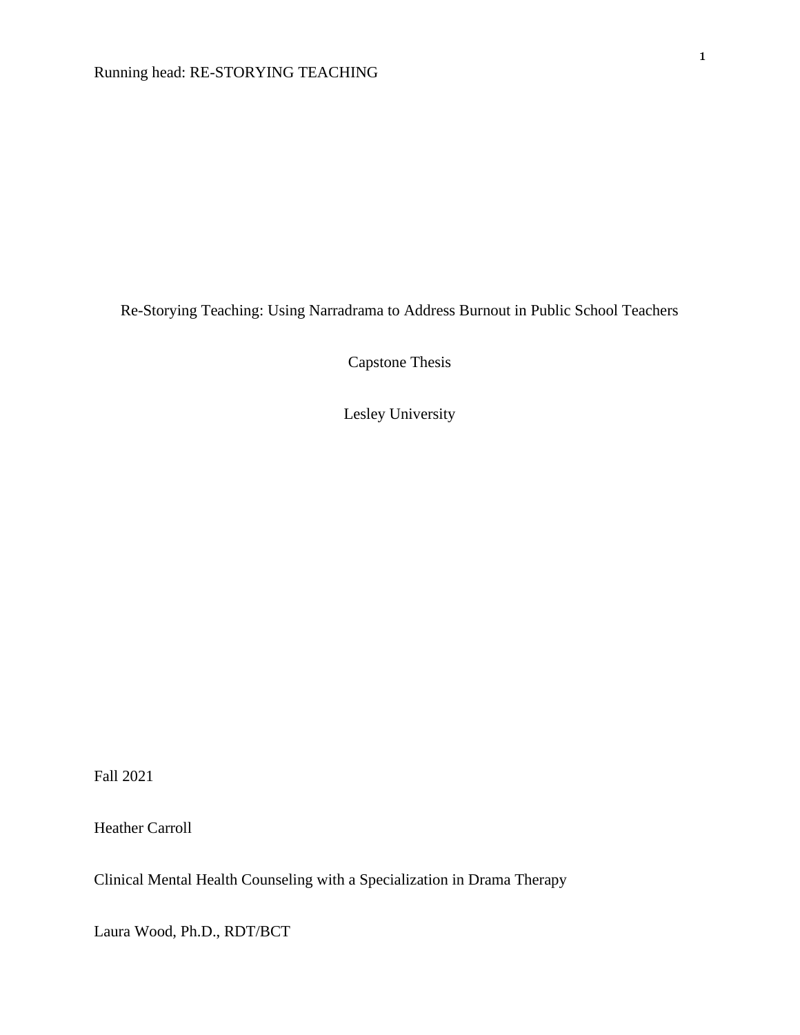Re-Storying Teaching: Using Narradrama to Address Burnout in Public School Teachers

Capstone Thesis

Lesley University

Fall 2021

Heather Carroll

Clinical Mental Health Counseling with a Specialization in Drama Therapy

Laura Wood, Ph.D., RDT/BCT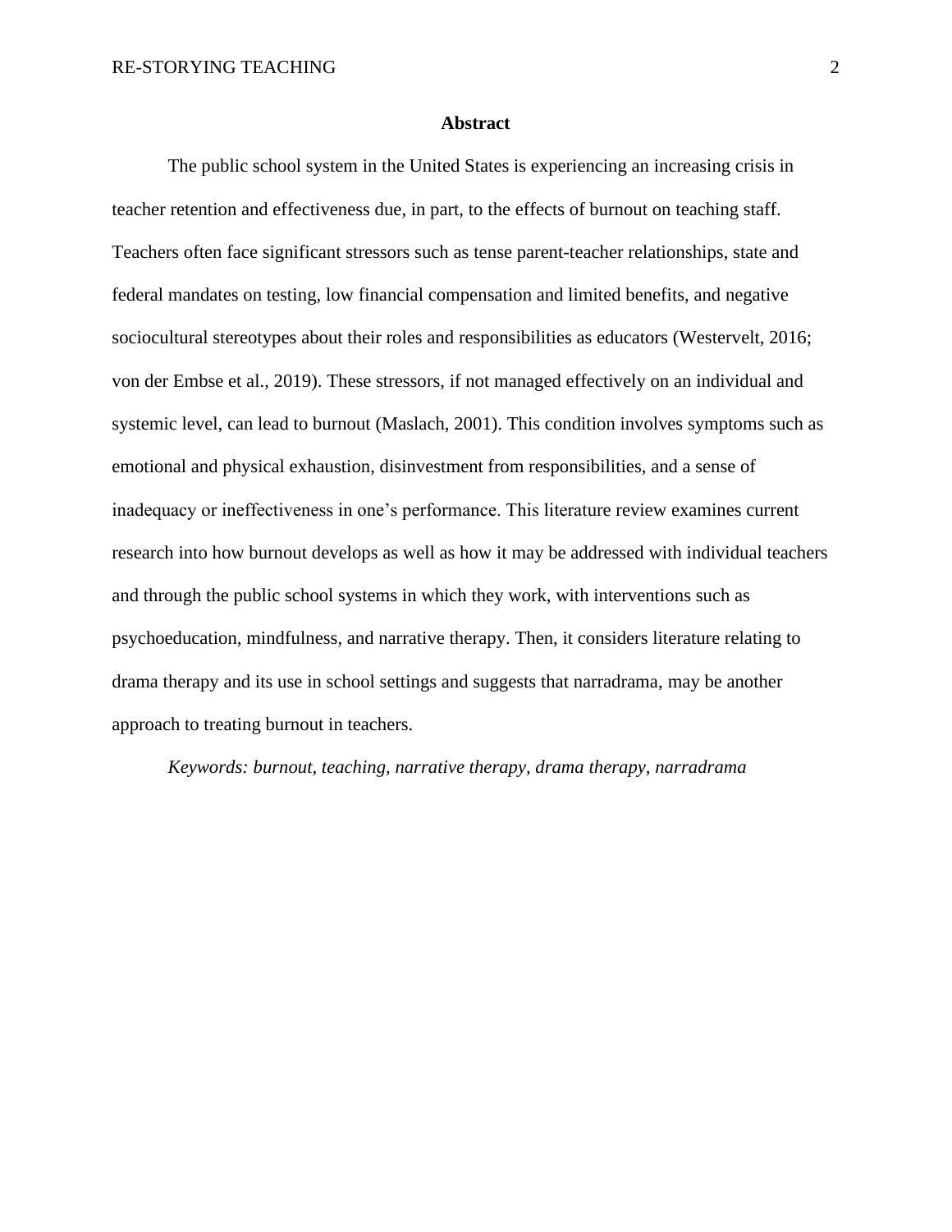## Abstract

The public school system in the United States is experiencing an increasing crisis in teacher retention and effectiveness due, in part, to the effects of burnout on teaching staff. Teachers often face significant stressors such as tense parent-teacher relationships, state and federal mandates on testing, low financial compensation and limited benefits, and negative sociocultural stereotypes about their roles and responsibilities as educators (Westervelt, 2016; von der Embse et al., 2019). These stressors, if not managed effectively on an individual and systemic level, can lead to burnout (Maslach, 2001). This condition involves symptoms such as emotional and physical exhaustion, disinvestment from responsibilities, and a sense of inadequacy or ineffectiveness in one's performance. This literature review examines current research into how burnout develops as well as how it may be addressed with individual teachers and through the public school systems in which they work, with interventions such as psychoeducation, mindfulness, and narrative therapy. Then, it considers literature relating to drama therapy and its use in school settings and suggests that narradrama, may be another approach to treating burnout in teachers.

*Keywords: burnout, teaching, narrative therapy, drama therapy, narradrama*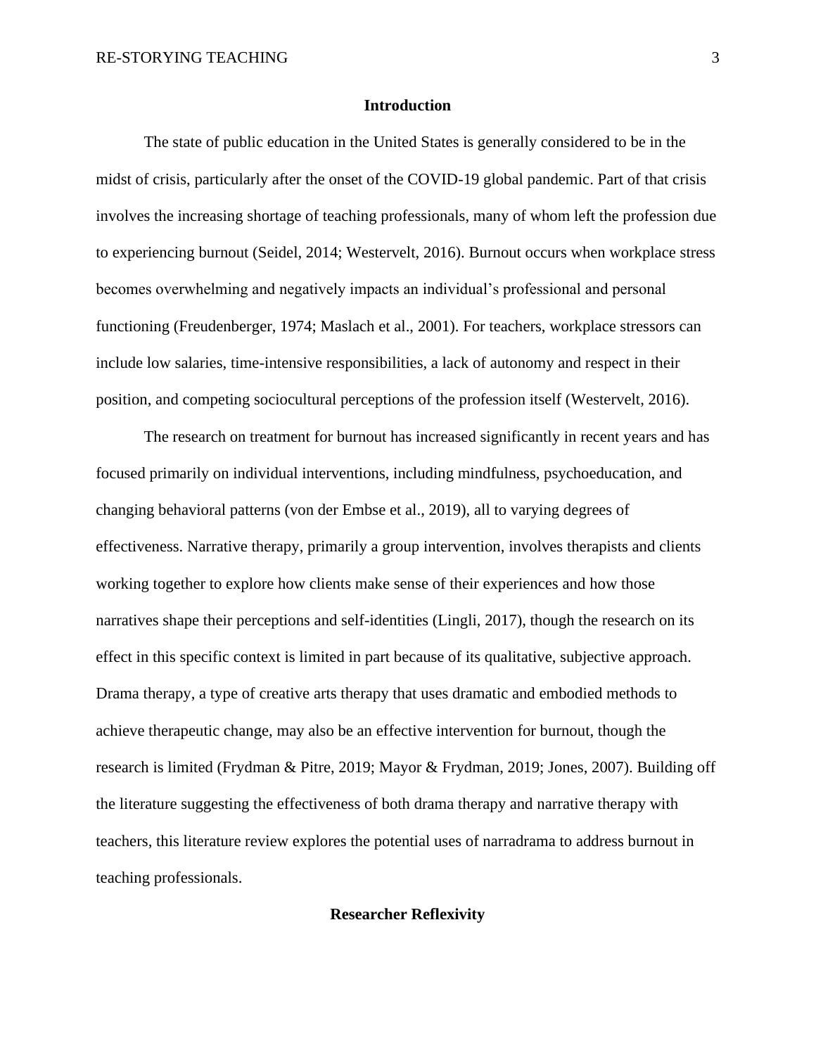## Introduction

The state of public education in the United States is generally considered to be in the midst of crisis, particularly after the onset of the COVID-19 global pandemic. Part of that crisis involves the increasing shortage of teaching professionals, many of whom left the profession due to experiencing burnout (Seidel, 2014; Westervelt, 2016). Burnout occurs when workplace stress becomes overwhelming and negatively impacts an individual's professional and personal functioning (Freudenberger, 1974; Maslach et al., 2001). For teachers, workplace stressors can include low salaries, time-intensive responsibilities, a lack of autonomy and respect in their position, and competing sociocultural perceptions of the profession itself (Westervelt, 2016).

The research on treatment for burnout has increased significantly in recent years and has focused primarily on individual interventions, including mindfulness, psychoeducation, and changing behavioral patterns (von der Embse et al., 2019), all to varying degrees of effectiveness. Narrative therapy, primarily a group intervention, involves therapists and clients working together to explore how clients make sense of their experiences and how those narratives shape their perceptions and self-identities (Lingli, 2017), though the research on its effect in this specific context is limited in part because of its qualitative, subjective approach. Drama therapy, a type of creative arts therapy that uses dramatic and embodied methods to achieve therapeutic change, may also be an effective intervention for burnout, though the research is limited (Frydman & Pitre, 2019; Mayor & Frydman, 2019; Jones, 2007). Building off the literature suggesting the effectiveness of both drama therapy and narrative therapy with teachers, this literature review explores the potential uses of narradrama to address burnout in teaching professionals.

## Researcher Reflexivity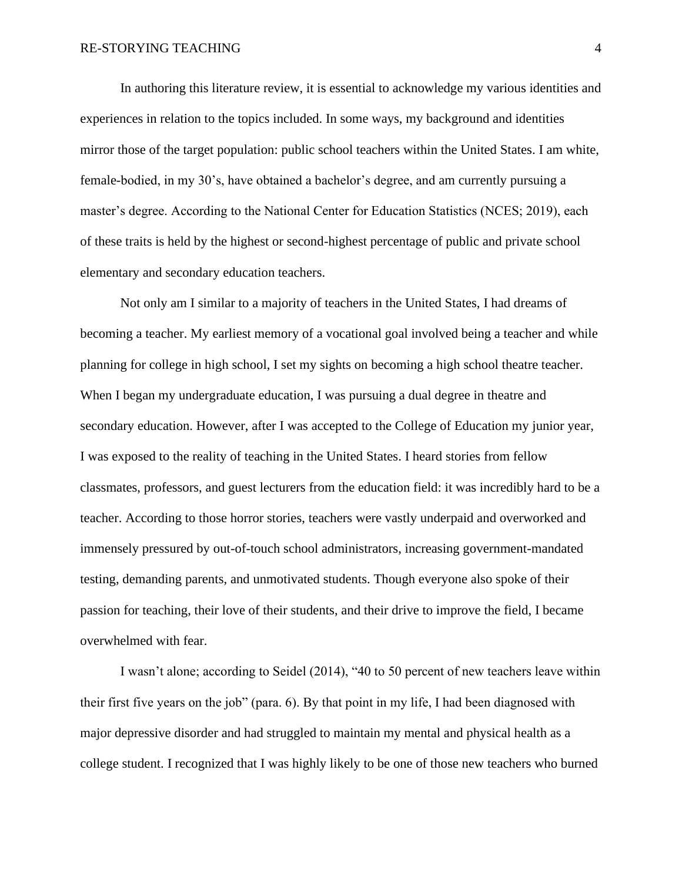In authoring this literature review, it is essential to acknowledge my various identities and experiences in relation to the topics included. In some ways, my background and identities mirror those of the target population: public school teachers within the United States. I am white, female-bodied, in my 30's, have obtained a bachelor's degree, and am currently pursuing a master's degree. According to the National Center for Education Statistics (NCES; 2019), each of these traits is held by the highest or second-highest percentage of public and private school elementary and secondary education teachers.

Not only am I similar to a majority of teachers in the United States, I had dreams of becoming a teacher. My earliest memory of a vocational goal involved being a teacher and while planning for college in high school, I set my sights on becoming a high school theatre teacher. When I began my undergraduate education, I was pursuing a dual degree in theatre and secondary education. However, after I was accepted to the College of Education my junior year, I was exposed to the reality of teaching in the United States. I heard stories from fellow classmates, professors, and guest lecturers from the education field: it was incredibly hard to be a teacher. According to those horror stories, teachers were vastly underpaid and overworked and immensely pressured by out-of-touch school administrators, increasing government-mandated testing, demanding parents, and unmotivated students. Though everyone also spoke of their passion for teaching, their love of their students, and their drive to improve the field, I became overwhelmed with fear.

I wasn't alone; according to Seidel (2014), "40 to 50 percent of new teachers leave within their first five years on the job" (para. 6). By that point in my life, I had been diagnosed with major depressive disorder and had struggled to maintain my mental and physical health as a college student. I recognized that I was highly likely to be one of those new teachers who burned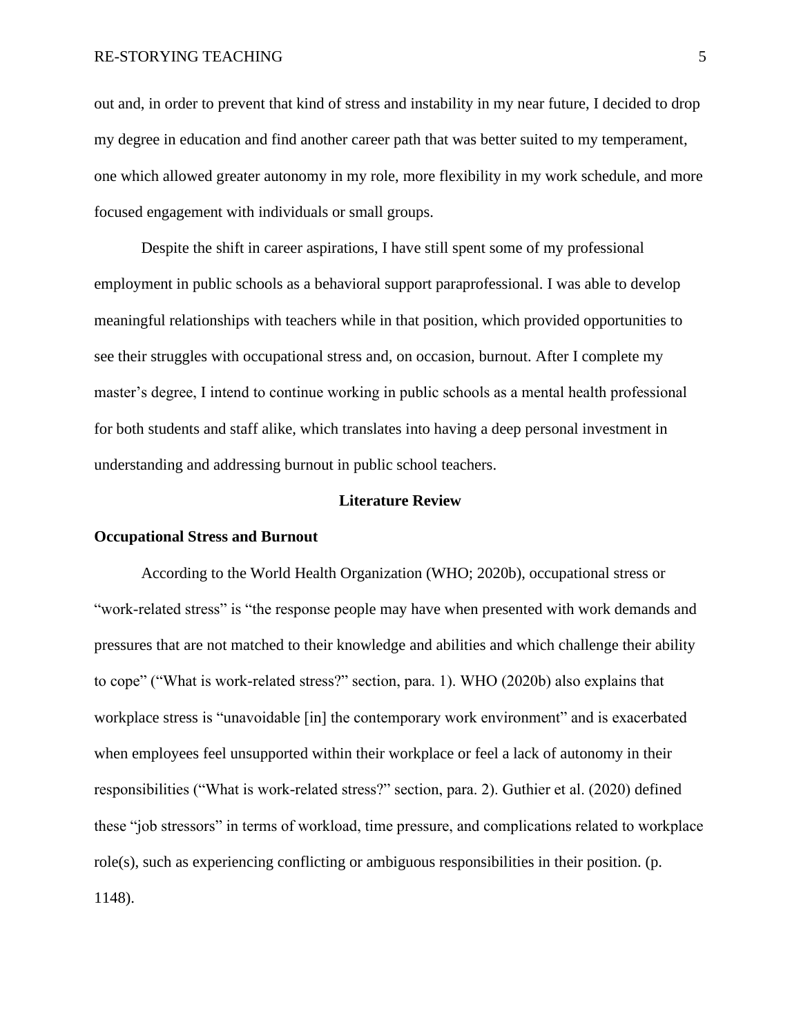out and, in order to prevent that kind of stress and instability in my near future, I decided to drop my degree in education and find another career path that was better suited to my temperament, one which allowed greater autonomy in my role, more flexibility in my work schedule, and more focused engagement with individuals or small groups.

Despite the shift in career aspirations, I have still spent some of my professional employment in public schools as a behavioral support paraprofessional. I was able to develop meaningful relationships with teachers while in that position, which provided opportunities to see their struggles with occupational stress and, on occasion, burnout. After I complete my master's degree, I intend to continue working in public schools as a mental health professional for both students and staff alike, which translates into having a deep personal investment in understanding and addressing burnout in public school teachers.

## Literature Review

### Occupational Stress and Burnout

According to the World Health Organization (WHO; 2020b), occupational stress or "work-related stress" is "the response people may have when presented with work demands and pressures that are not matched to their knowledge and abilities and which challenge their ability to cope" ("What is work-related stress?" section, para. 1). WHO (2020b) also explains that workplace stress is "unavoidable [in] the contemporary work environment" and is exacerbated when employees feel unsupported within their workplace or feel a lack of autonomy in their responsibilities ("What is work-related stress?" section, para. 2). Guthier et al. (2020) defined these "job stressors" in terms of workload, time pressure, and complications related to workplace role(s), such as experiencing conflicting or ambiguous responsibilities in their position. (p. 1148).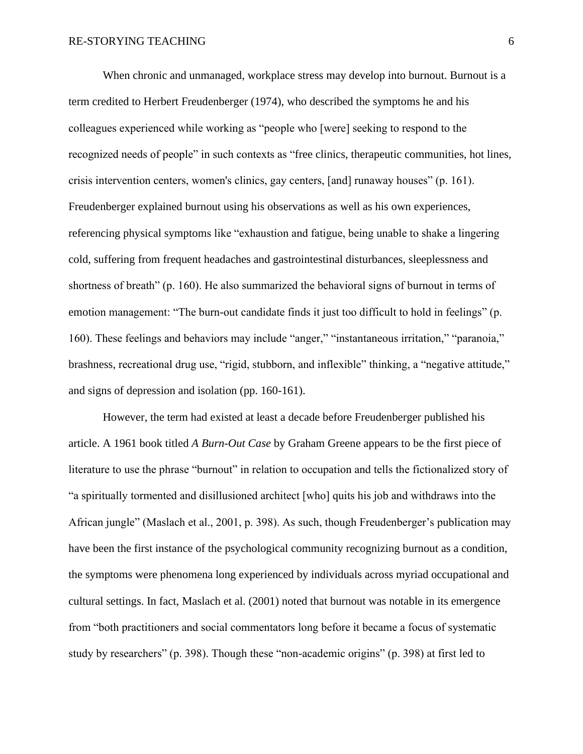When chronic and unmanaged, workplace stress may develop into burnout. Burnout is a term credited to Herbert Freudenberger (1974), who described the symptoms he and his colleagues experienced while working as "people who [were] seeking to respond to the recognized needs of people" in such contexts as "free clinics, therapeutic communities, hot lines, crisis intervention centers, women's clinics, gay centers, [and] runaway houses" (p. 161). Freudenberger explained burnout using his observations as well as his own experiences, referencing physical symptoms like "exhaustion and fatigue, being unable to shake a lingering cold, suffering from frequent headaches and gastrointestinal disturbances, sleeplessness and shortness of breath" (p. 160). He also summarized the behavioral signs of burnout in terms of emotion management: "The burn-out candidate finds it just too difficult to hold in feelings" (p. 160). These feelings and behaviors may include "anger," "instantaneous irritation," "paranoia," brashness, recreational drug use, "rigid, stubborn, and inflexible" thinking, a "negative attitude," and signs of depression and isolation (pp. 160-161).

However, the term had existed at least a decade before Freudenberger published his article. A 1961 book titled *A Burn-Out Case* by Graham Greene appears to be the first piece of literature to use the phrase "burnout" in relation to occupation and tells the fictionalized story of "a spiritually tormented and disillusioned architect [who] quits his job and withdraws into the African jungle" (Maslach et al., 2001, p. 398). As such, though Freudenberger's publication may have been the first instance of the psychological community recognizing burnout as a condition, the symptoms were phenomena long experienced by individuals across myriad occupational and cultural settings. In fact, Maslach et al. (2001) noted that burnout was notable in its emergence from "both practitioners and social commentators long before it became a focus of systematic study by researchers" (p. 398). Though these "non-academic origins" (p. 398) at first led to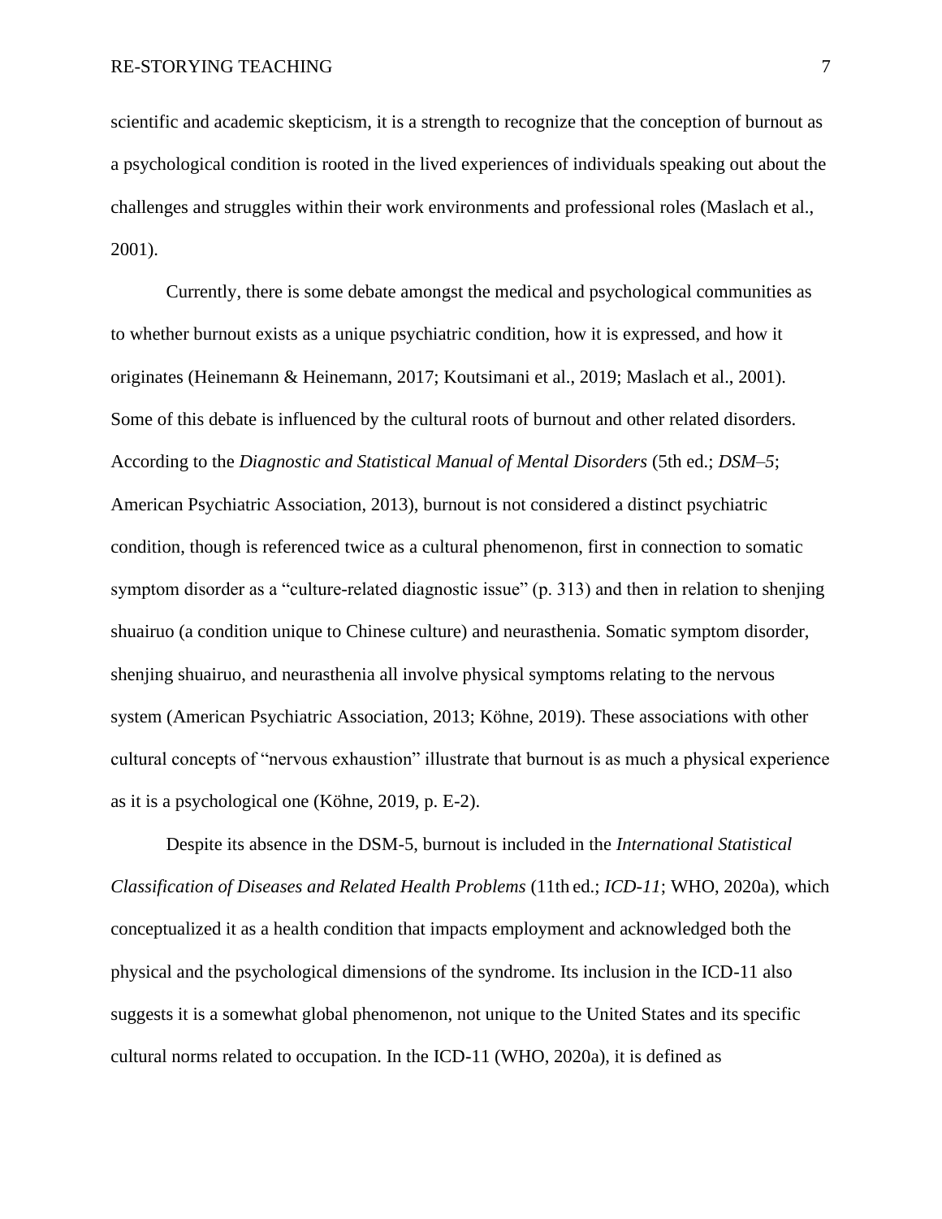scientific and academic skepticism, it is a strength to recognize that the conception of burnout as a psychological condition is rooted in the lived experiences of individuals speaking out about the challenges and struggles within their work environments and professional roles (Maslach et al., 2001).

Currently, there is some debate amongst the medical and psychological communities as to whether burnout exists as a unique psychiatric condition, how it is expressed, and how it originates (Heinemann & Heinemann, 2017; Koutsimani et al., 2019; Maslach et al., 2001). Some of this debate is influenced by the cultural roots of burnout and other related disorders. According to the *Diagnostic and Statistical Manual of Mental Disorders* (5th ed.; *DSM–5*; American Psychiatric Association, 2013), burnout is not considered a distinct psychiatric condition, though is referenced twice as a cultural phenomenon, first in connection to somatic symptom disorder as a "culture-related diagnostic issue" (p. 313) and then in relation to shenjing shuairuo (a condition unique to Chinese culture) and neurasthenia. Somatic symptom disorder, shenjing shuairuo, and neurasthenia all involve physical symptoms relating to the nervous system (American Psychiatric Association, 2013; Köhne, 2019). These associations with other cultural concepts of "nervous exhaustion" illustrate that burnout is as much a physical experience as it is a psychological one (Köhne, 2019, p. E-2).

Despite its absence in the DSM-5, burnout is included in the *International Statistical Classification of Diseases and Related Health Problems* (11th ed.; *ICD-11*; WHO, 2020a), which conceptualized it as a health condition that impacts employment and acknowledged both the physical and the psychological dimensions of the syndrome. Its inclusion in the ICD-11 also suggests it is a somewhat global phenomenon, not unique to the United States and its specific cultural norms related to occupation. In the ICD-11 (WHO, 2020a), it is defined as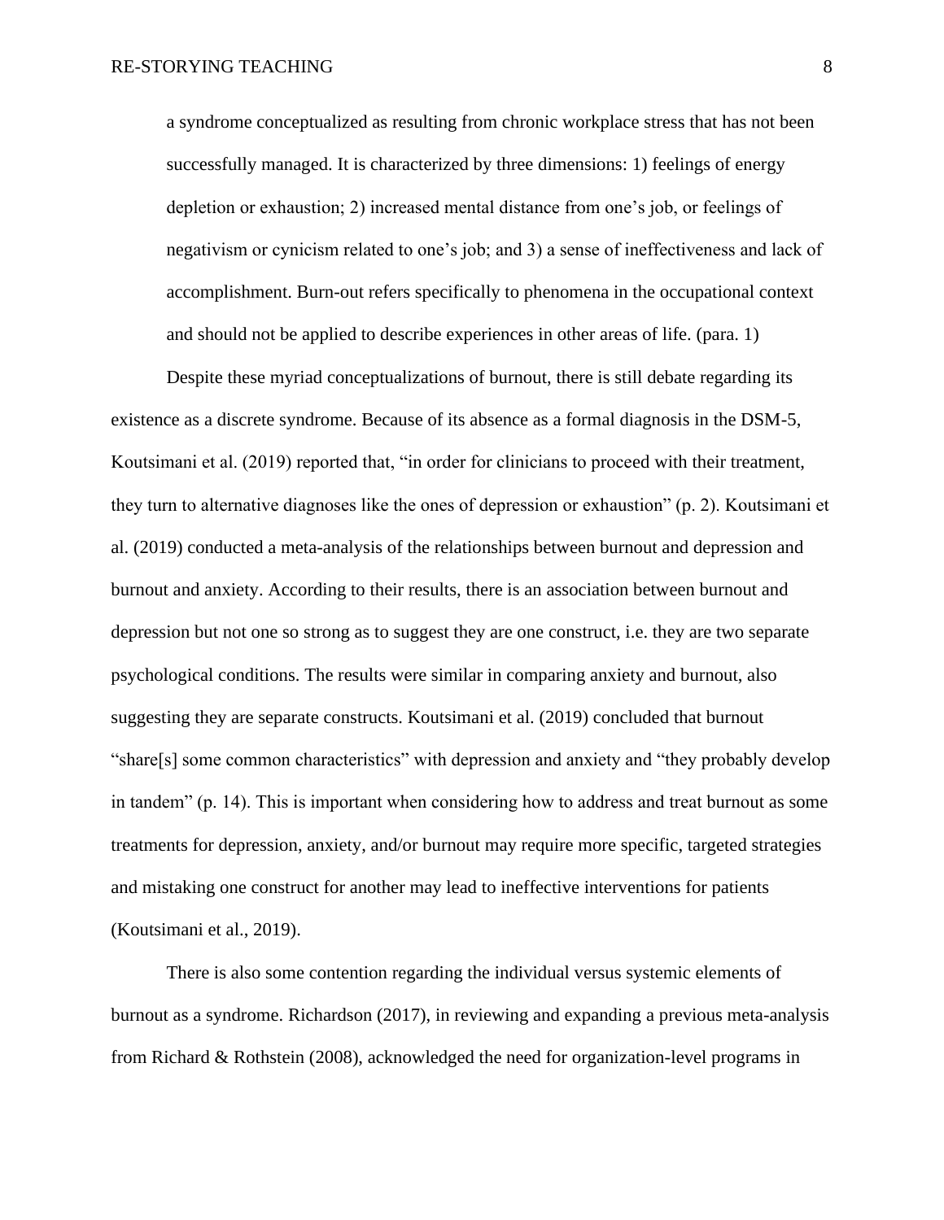> a syndrome conceptualized as resulting from chronic workplace stress that has not been successfully managed. It is characterized by three dimensions: 1) feelings of energy depletion or exhaustion; 2) increased mental distance from one's job, or feelings of negativism or cynicism related to one's job; and 3) a sense of ineffectiveness and lack of accomplishment. Burn-out refers specifically to phenomena in the occupational context and should not be applied to describe experiences in other areas of life. (para. 1)

Despite these myriad conceptualizations of burnout, there is still debate regarding its existence as a discrete syndrome. Because of its absence as a formal diagnosis in the DSM-5, Koutsimani et al. (2019) reported that, "in order for clinicians to proceed with their treatment, they turn to alternative diagnoses like the ones of depression or exhaustion" (p. 2). Koutsimani et al. (2019) conducted a meta-analysis of the relationships between burnout and depression and burnout and anxiety. According to their results, there is an association between burnout and depression but not one so strong as to suggest they are one construct, i.e. they are two separate psychological conditions. The results were similar in comparing anxiety and burnout, also suggesting they are separate constructs. Koutsimani et al. (2019) concluded that burnout "share[s] some common characteristics" with depression and anxiety and "they probably develop in tandem" (p. 14). This is important when considering how to address and treat burnout as some treatments for depression, anxiety, and/or burnout may require more specific, targeted strategies and mistaking one construct for another may lead to ineffective interventions for patients (Koutsimani et al., 2019).

There is also some contention regarding the individual versus systemic elements of burnout as a syndrome. Richardson (2017), in reviewing and expanding a previous meta-analysis from Richard & Rothstein (2008), acknowledged the need for organization-level programs in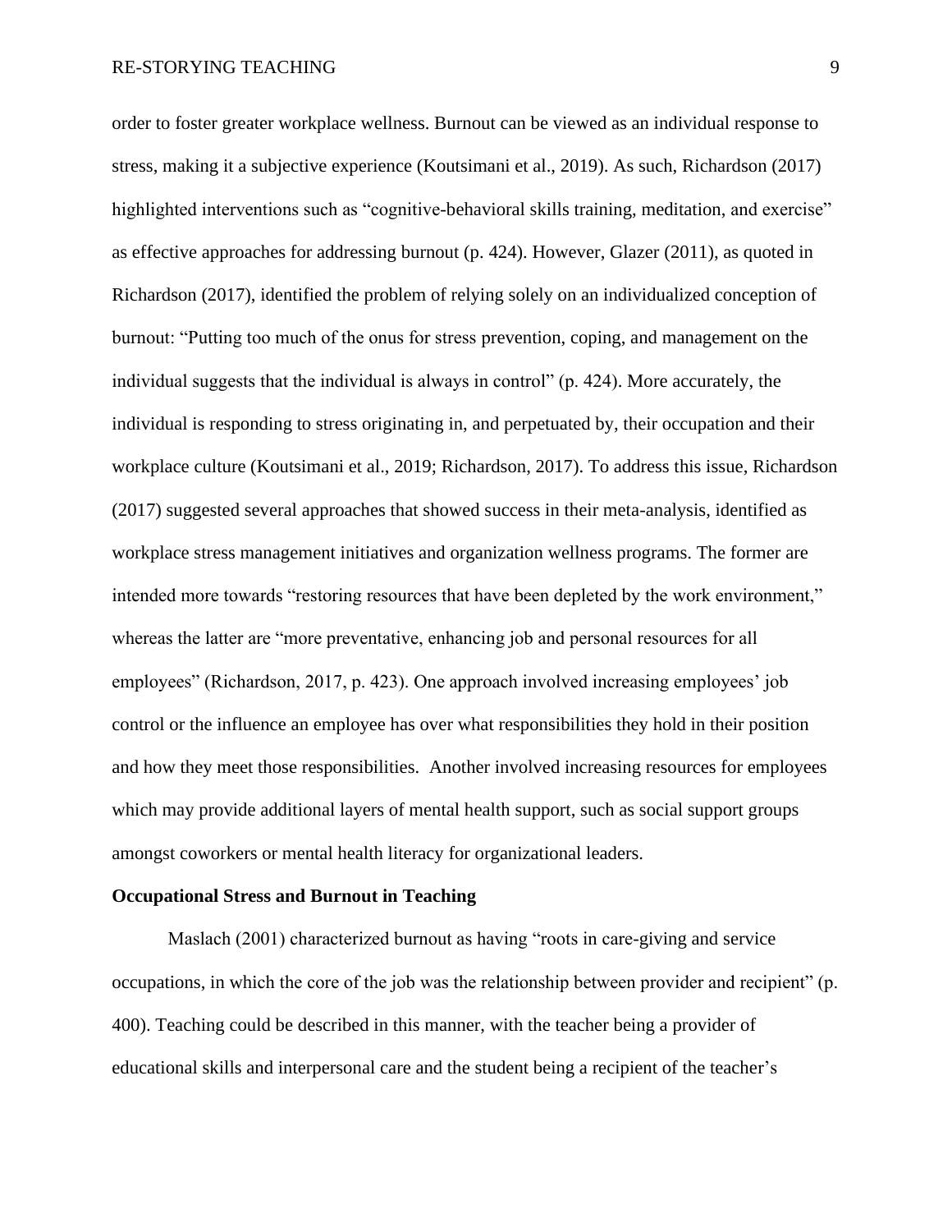order to foster greater workplace wellness. Burnout can be viewed as an individual response to stress, making it a subjective experience (Koutsimani et al., 2019). As such, Richardson (2017) highlighted interventions such as "cognitive-behavioral skills training, meditation, and exercise" as effective approaches for addressing burnout (p. 424). However, Glazer (2011), as quoted in Richardson (2017), identified the problem of relying solely on an individualized conception of burnout: "Putting too much of the onus for stress prevention, coping, and management on the individual suggests that the individual is always in control" (p. 424). More accurately, the individual is responding to stress originating in, and perpetuated by, their occupation and their workplace culture (Koutsimani et al., 2019; Richardson, 2017). To address this issue, Richardson (2017) suggested several approaches that showed success in their meta-analysis, identified as workplace stress management initiatives and organization wellness programs. The former are intended more towards "restoring resources that have been depleted by the work environment," whereas the latter are "more preventative, enhancing job and personal resources for all employees" (Richardson, 2017, p. 423). One approach involved increasing employees' job control or the influence an employee has over what responsibilities they hold in their position and how they meet those responsibilities. Another involved increasing resources for employees which may provide additional layers of mental health support, such as social support groups amongst coworkers or mental health literacy for organizational leaders.

**Occupational Stress and Burnout in Teaching**

Maslach (2001) characterized burnout as having "roots in care-giving and service occupations, in which the core of the job was the relationship between provider and recipient" (p. 400). Teaching could be described in this manner, with the teacher being a provider of educational skills and interpersonal care and the student being a recipient of the teacher's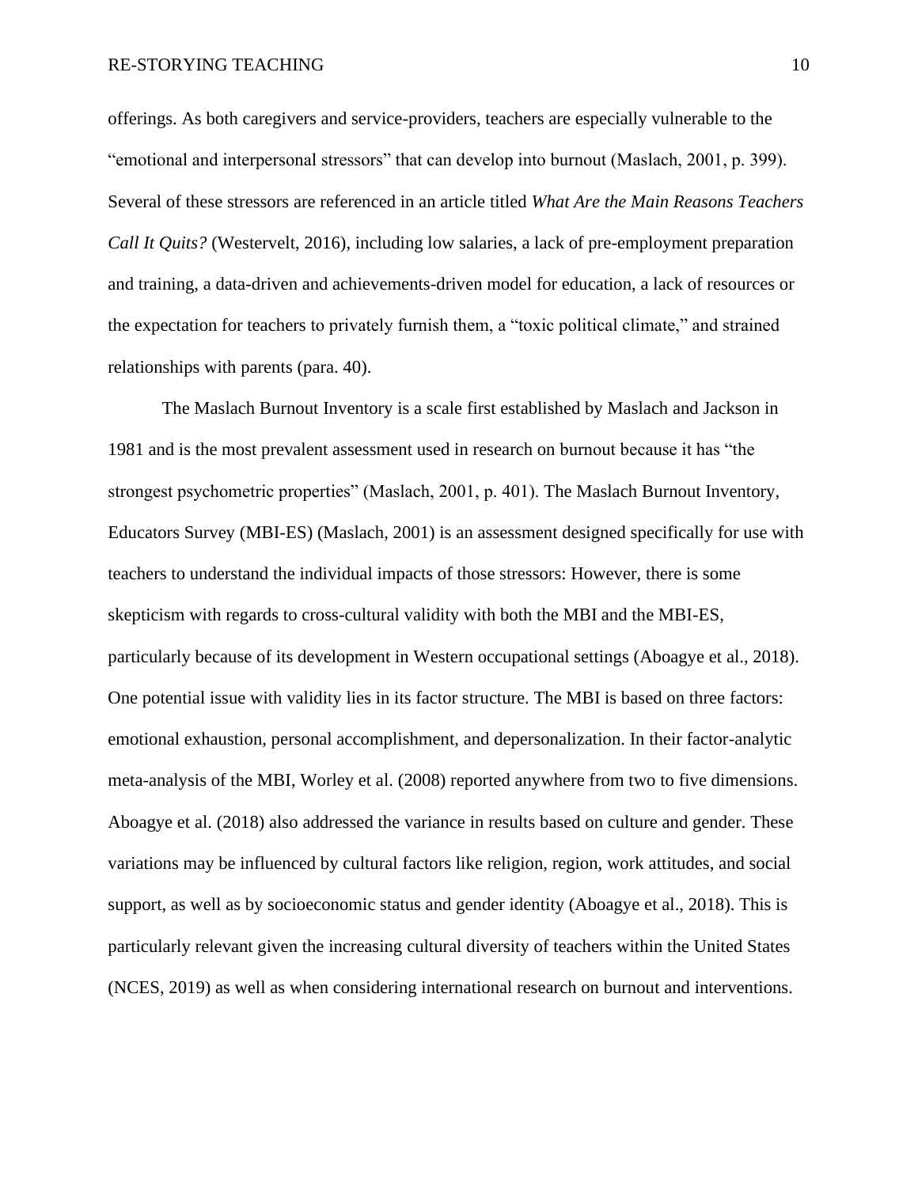offerings. As both caregivers and service-providers, teachers are especially vulnerable to the "emotional and interpersonal stressors" that can develop into burnout (Maslach, 2001, p. 399). Several of these stressors are referenced in an article titled *What Are the Main Reasons Teachers Call It Quits?* (Westervelt, 2016), including low salaries, a lack of pre-employment preparation and training, a data-driven and achievements-driven model for education, a lack of resources or the expectation for teachers to privately furnish them, a "toxic political climate," and strained relationships with parents (para. 40).

The Maslach Burnout Inventory is a scale first established by Maslach and Jackson in 1981 and is the most prevalent assessment used in research on burnout because it has "the strongest psychometric properties" (Maslach, 2001, p. 401). The Maslach Burnout Inventory, Educators Survey (MBI-ES) (Maslach, 2001) is an assessment designed specifically for use with teachers to understand the individual impacts of those stressors: However, there is some skepticism with regards to cross-cultural validity with both the MBI and the MBI-ES, particularly because of its development in Western occupational settings (Aboagye et al., 2018). One potential issue with validity lies in its factor structure. The MBI is based on three factors: emotional exhaustion, personal accomplishment, and depersonalization. In their factor-analytic meta-analysis of the MBI, Worley et al. (2008) reported anywhere from two to five dimensions. Aboagye et al. (2018) also addressed the variance in results based on culture and gender. These variations may be influenced by cultural factors like religion, region, work attitudes, and social support, as well as by socioeconomic status and gender identity (Aboagye et al., 2018). This is particularly relevant given the increasing cultural diversity of teachers within the United States (NCES, 2019) as well as when considering international research on burnout and interventions.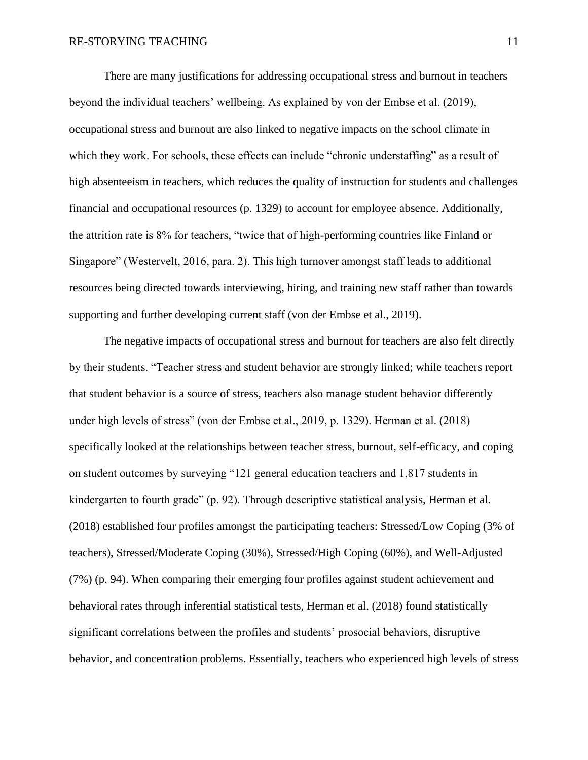There are many justifications for addressing occupational stress and burnout in teachers beyond the individual teachers' wellbeing. As explained by von der Embse et al. (2019), occupational stress and burnout are also linked to negative impacts on the school climate in which they work. For schools, these effects can include "chronic understaffing" as a result of high absenteeism in teachers, which reduces the quality of instruction for students and challenges financial and occupational resources (p. 1329) to account for employee absence. Additionally, the attrition rate is 8% for teachers, "twice that of high-performing countries like Finland or Singapore" (Westervelt, 2016, para. 2). This high turnover amongst staff leads to additional resources being directed towards interviewing, hiring, and training new staff rather than towards supporting and further developing current staff (von der Embse et al., 2019).

The negative impacts of occupational stress and burnout for teachers are also felt directly by their students. "Teacher stress and student behavior are strongly linked; while teachers report that student behavior is a source of stress, teachers also manage student behavior differently under high levels of stress" (von der Embse et al., 2019, p. 1329). Herman et al. (2018) specifically looked at the relationships between teacher stress, burnout, self-efficacy, and coping on student outcomes by surveying "121 general education teachers and 1,817 students in kindergarten to fourth grade" (p. 92). Through descriptive statistical analysis, Herman et al. (2018) established four profiles amongst the participating teachers: Stressed/Low Coping (3% of teachers), Stressed/Moderate Coping (30%), Stressed/High Coping (60%), and Well-Adjusted (7%) (p. 94). When comparing their emerging four profiles against student achievement and behavioral rates through inferential statistical tests, Herman et al. (2018) found statistically significant correlations between the profiles and students' prosocial behaviors, disruptive behavior, and concentration problems. Essentially, teachers who experienced high levels of stress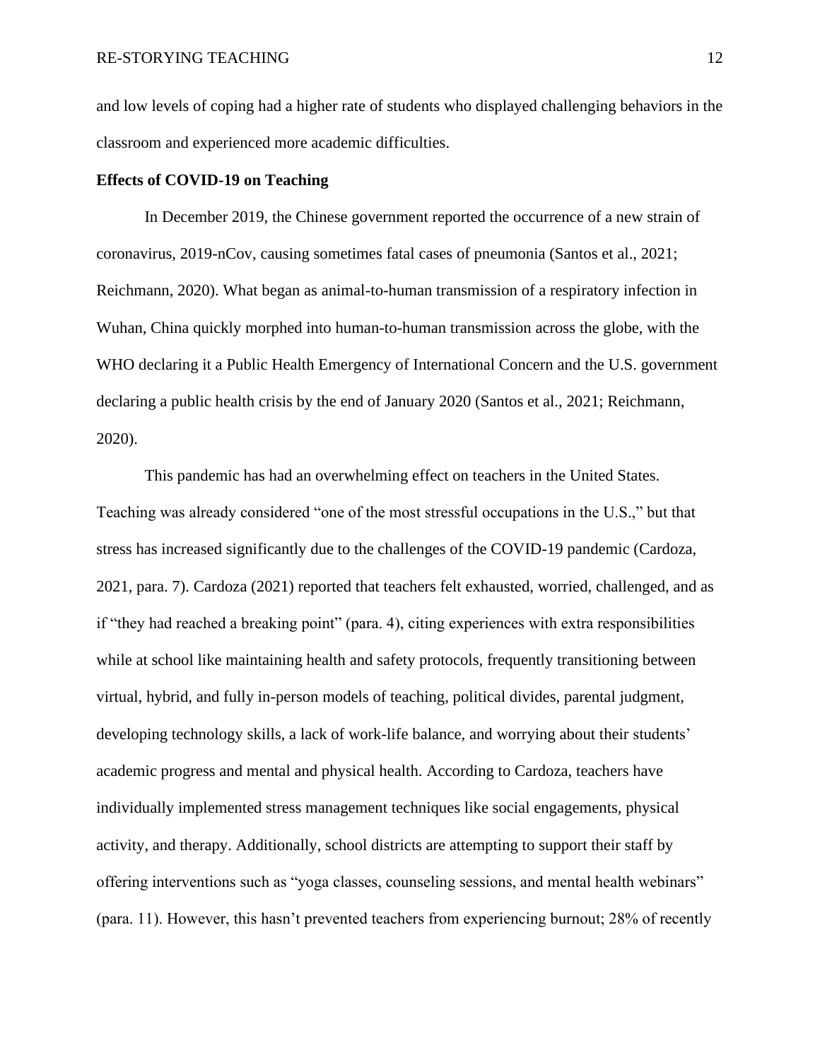and low levels of coping had a higher rate of students who displayed challenging behaviors in the classroom and experienced more academic difficulties.

**Effects of COVID-19 on Teaching**

In December 2019, the Chinese government reported the occurrence of a new strain of coronavirus, 2019-nCov, causing sometimes fatal cases of pneumonia (Santos et al., 2021; Reichmann, 2020). What began as animal-to-human transmission of a respiratory infection in Wuhan, China quickly morphed into human-to-human transmission across the globe, with the WHO declaring it a Public Health Emergency of International Concern and the U.S. government declaring a public health crisis by the end of January 2020 (Santos et al., 2021; Reichmann, 2020).

This pandemic has had an overwhelming effect on teachers in the United States. Teaching was already considered "one of the most stressful occupations in the U.S.," but that stress has increased significantly due to the challenges of the COVID-19 pandemic (Cardoza, 2021, para. 7). Cardoza (2021) reported that teachers felt exhausted, worried, challenged, and as if "they had reached a breaking point" (para. 4), citing experiences with extra responsibilities while at school like maintaining health and safety protocols, frequently transitioning between virtual, hybrid, and fully in-person models of teaching, political divides, parental judgment, developing technology skills, a lack of work-life balance, and worrying about their students' academic progress and mental and physical health. According to Cardoza, teachers have individually implemented stress management techniques like social engagements, physical activity, and therapy. Additionally, school districts are attempting to support their staff by offering interventions such as "yoga classes, counseling sessions, and mental health webinars" (para. 11). However, this hasn't prevented teachers from experiencing burnout; 28% of recently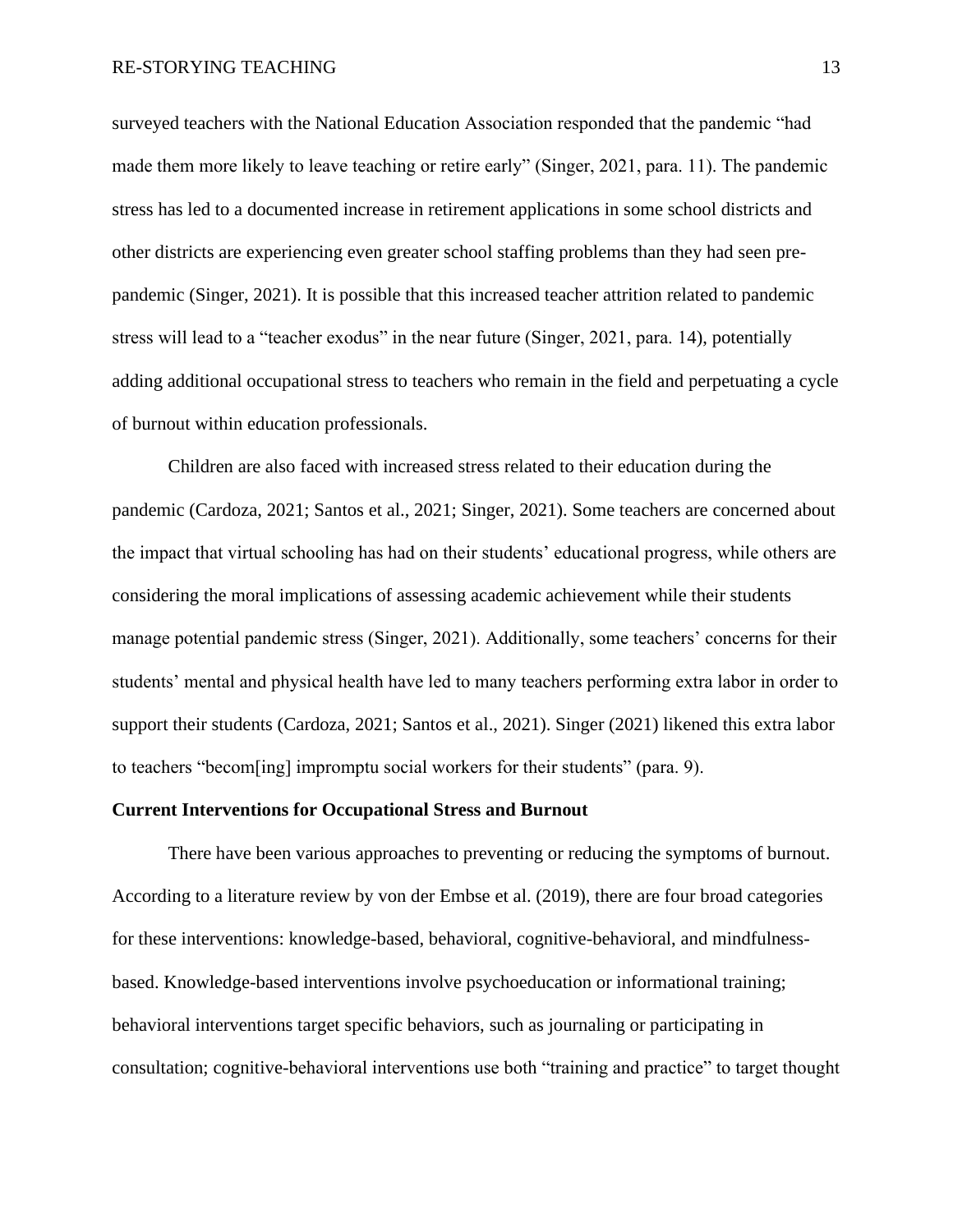surveyed teachers with the National Education Association responded that the pandemic "had made them more likely to leave teaching or retire early" (Singer, 2021, para. 11). The pandemic stress has led to a documented increase in retirement applications in some school districts and other districts are experiencing even greater school staffing problems than they had seen pre-pandemic (Singer, 2021). It is possible that this increased teacher attrition related to pandemic stress will lead to a "teacher exodus" in the near future (Singer, 2021, para. 14), potentially adding additional occupational stress to teachers who remain in the field and perpetuating a cycle of burnout within education professionals.

Children are also faced with increased stress related to their education during the pandemic (Cardoza, 2021; Santos et al., 2021; Singer, 2021). Some teachers are concerned about the impact that virtual schooling has had on their students' educational progress, while others are considering the moral implications of assessing academic achievement while their students manage potential pandemic stress (Singer, 2021). Additionally, some teachers' concerns for their students' mental and physical health have led to many teachers performing extra labor in order to support their students (Cardoza, 2021; Santos et al., 2021). Singer (2021) likened this extra labor to teachers "becom[ing] impromptu social workers for their students" (para. 9).

## Current Interventions for Occupational Stress and Burnout

There have been various approaches to preventing or reducing the symptoms of burnout. According to a literature review by von der Embse et al. (2019), there are four broad categories for these interventions: knowledge-based, behavioral, cognitive-behavioral, and mindfulness-based. Knowledge-based interventions involve psychoeducation or informational training; behavioral interventions target specific behaviors, such as journaling or participating in consultation; cognitive-behavioral interventions use both "training and practice" to target thought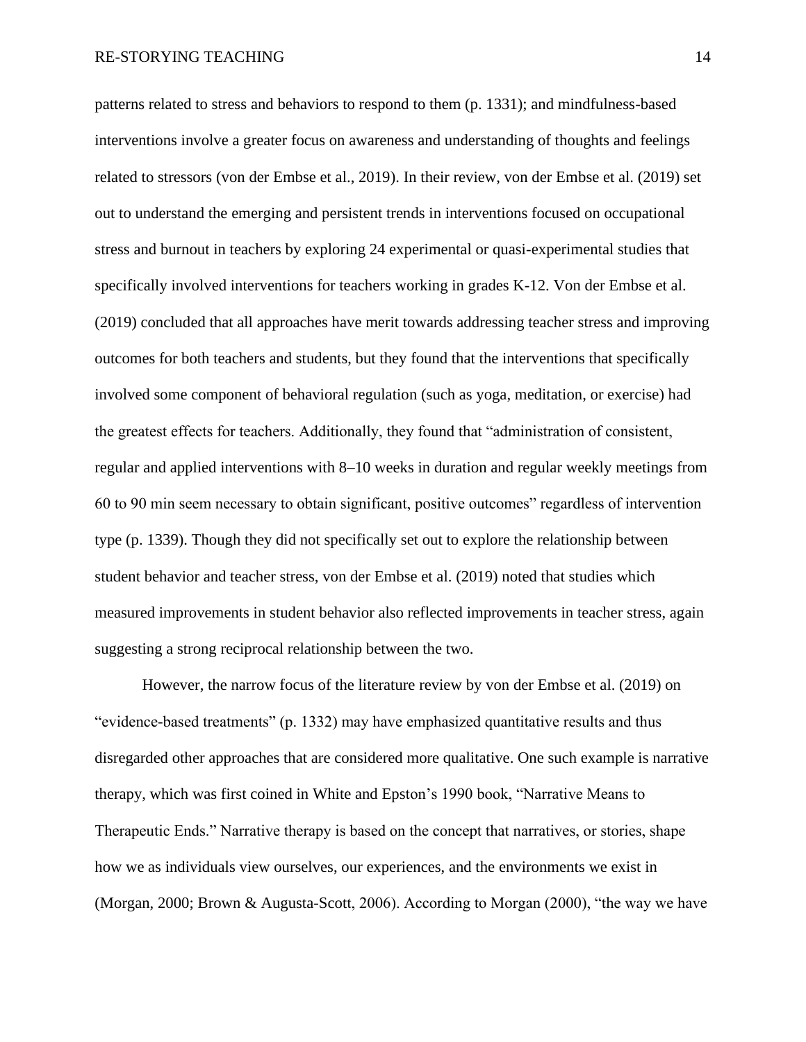patterns related to stress and behaviors to respond to them (p. 1331); and mindfulness-based interventions involve a greater focus on awareness and understanding of thoughts and feelings related to stressors (von der Embse et al., 2019). In their review, von der Embse et al. (2019) set out to understand the emerging and persistent trends in interventions focused on occupational stress and burnout in teachers by exploring 24 experimental or quasi-experimental studies that specifically involved interventions for teachers working in grades K-12. Von der Embse et al. (2019) concluded that all approaches have merit towards addressing teacher stress and improving outcomes for both teachers and students, but they found that the interventions that specifically involved some component of behavioral regulation (such as yoga, meditation, or exercise) had the greatest effects for teachers. Additionally, they found that "administration of consistent, regular and applied interventions with 8–10 weeks in duration and regular weekly meetings from 60 to 90 min seem necessary to obtain significant, positive outcomes" regardless of intervention type (p. 1339). Though they did not specifically set out to explore the relationship between student behavior and teacher stress, von der Embse et al. (2019) noted that studies which measured improvements in student behavior also reflected improvements in teacher stress, again suggesting a strong reciprocal relationship between the two.

However, the narrow focus of the literature review by von der Embse et al. (2019) on "evidence-based treatments" (p. 1332) may have emphasized quantitative results and thus disregarded other approaches that are considered more qualitative. One such example is narrative therapy, which was first coined in White and Epston's 1990 book, "Narrative Means to Therapeutic Ends." Narrative therapy is based on the concept that narratives, or stories, shape how we as individuals view ourselves, our experiences, and the environments we exist in (Morgan, 2000; Brown & Augusta-Scott, 2006). According to Morgan (2000), "the way we have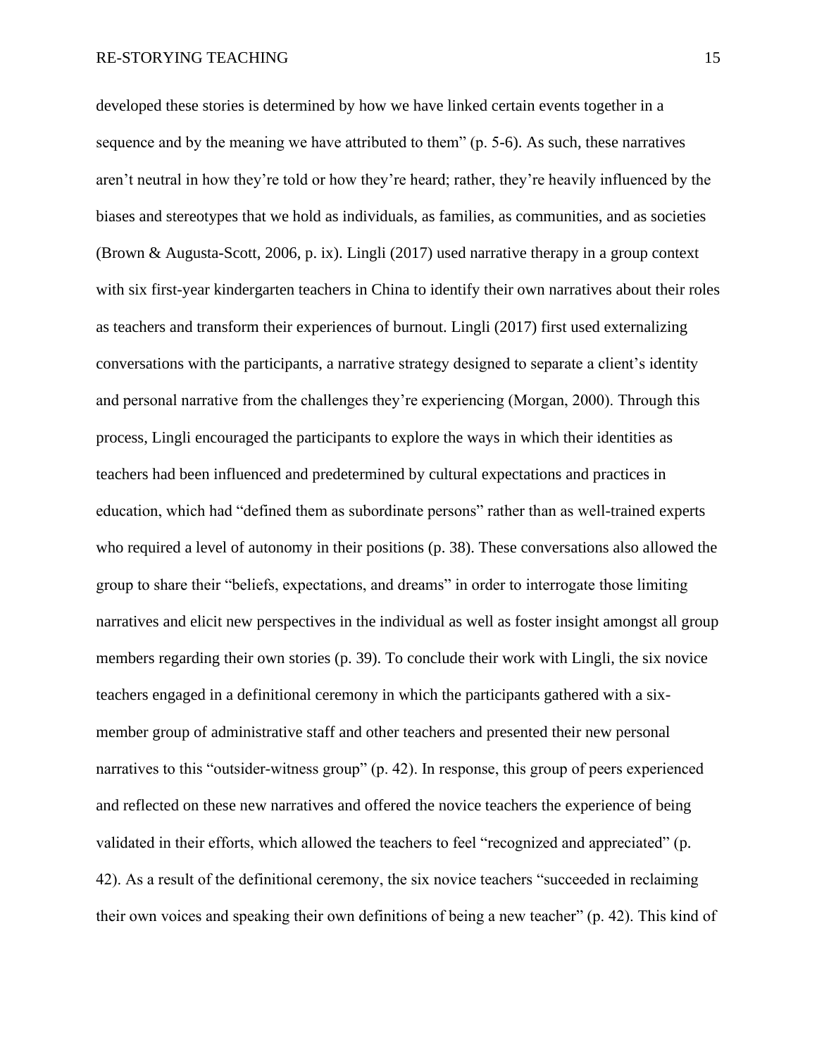developed these stories is determined by how we have linked certain events together in a sequence and by the meaning we have attributed to them" (p. 5-6). As such, these narratives aren't neutral in how they're told or how they're heard; rather, they're heavily influenced by the biases and stereotypes that we hold as individuals, as families, as communities, and as societies (Brown & Augusta-Scott, 2006, p. ix). Lingli (2017) used narrative therapy in a group context with six first-year kindergarten teachers in China to identify their own narratives about their roles as teachers and transform their experiences of burnout. Lingli (2017) first used externalizing conversations with the participants, a narrative strategy designed to separate a client's identity and personal narrative from the challenges they're experiencing (Morgan, 2000). Through this process, Lingli encouraged the participants to explore the ways in which their identities as teachers had been influenced and predetermined by cultural expectations and practices in education, which had "defined them as subordinate persons" rather than as well-trained experts who required a level of autonomy in their positions (p. 38). These conversations also allowed the group to share their "beliefs, expectations, and dreams" in order to interrogate those limiting narratives and elicit new perspectives in the individual as well as foster insight amongst all group members regarding their own stories (p. 39). To conclude their work with Lingli, the six novice teachers engaged in a definitional ceremony in which the participants gathered with a six-member group of administrative staff and other teachers and presented their new personal narratives to this "outsider-witness group" (p. 42). In response, this group of peers experienced and reflected on these new narratives and offered the novice teachers the experience of being validated in their efforts, which allowed the teachers to feel "recognized and appreciated" (p. 42). As a result of the definitional ceremony, the six novice teachers "succeeded in reclaiming their own voices and speaking their own definitions of being a new teacher" (p. 42). This kind of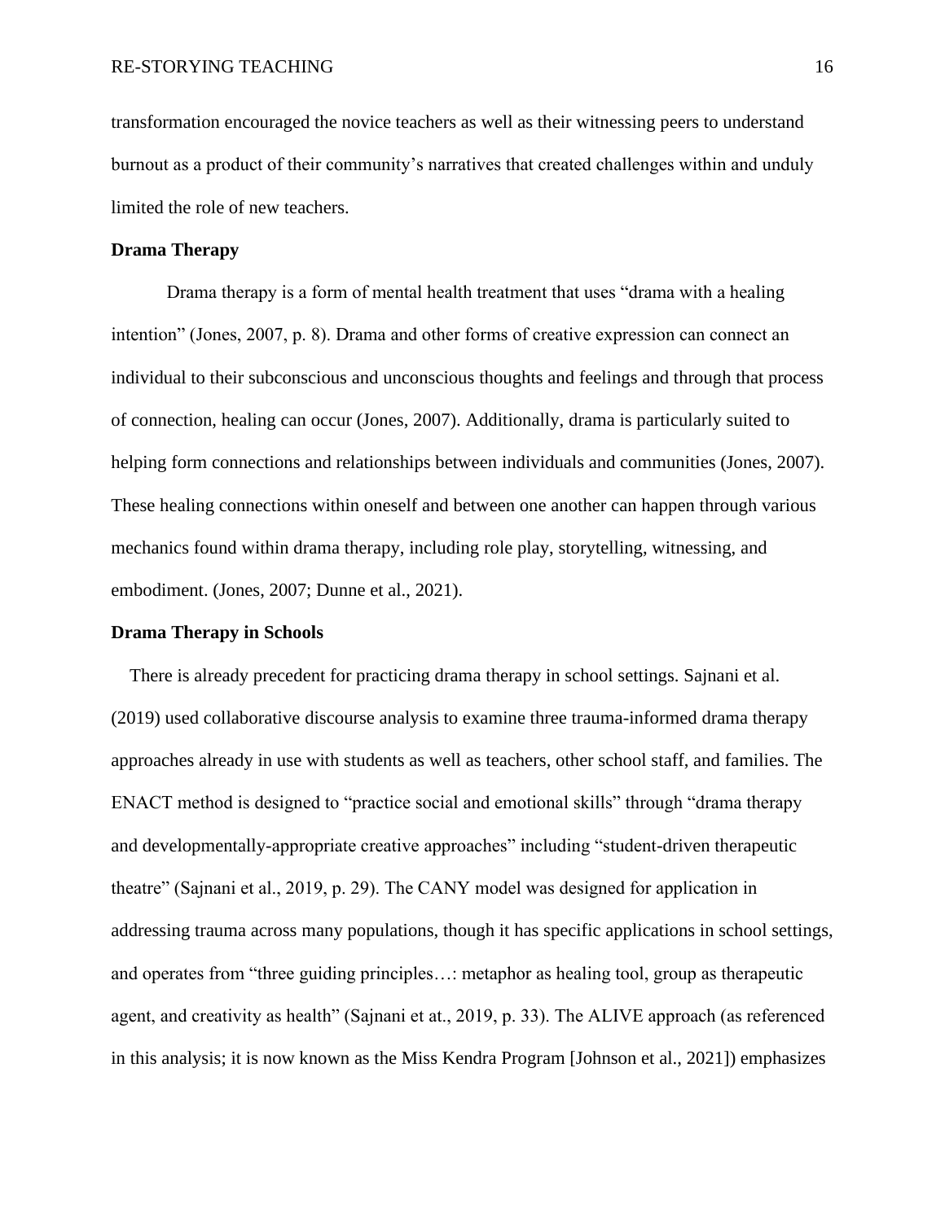transformation encouraged the novice teachers as well as their witnessing peers to understand burnout as a product of their community's narratives that created challenges within and unduly limited the role of new teachers.

## Drama Therapy

Drama therapy is a form of mental health treatment that uses "drama with a healing intention" (Jones, 2007, p. 8). Drama and other forms of creative expression can connect an individual to their subconscious and unconscious thoughts and feelings and through that process of connection, healing can occur (Jones, 2007). Additionally, drama is particularly suited to helping form connections and relationships between individuals and communities (Jones, 2007). These healing connections within oneself and between one another can happen through various mechanics found within drama therapy, including role play, storytelling, witnessing, and embodiment. (Jones, 2007; Dunne et al., 2021).

## Drama Therapy in Schools

There is already precedent for practicing drama therapy in school settings. Sajnani et al. (2019) used collaborative discourse analysis to examine three trauma-informed drama therapy approaches already in use with students as well as teachers, other school staff, and families. The ENACT method is designed to "practice social and emotional skills" through "drama therapy and developmentally-appropriate creative approaches" including "student-driven therapeutic theatre" (Sajnani et al., 2019, p. 29). The CANY model was designed for application in addressing trauma across many populations, though it has specific applications in school settings, and operates from "three guiding principles…: metaphor as healing tool, group as therapeutic agent, and creativity as health" (Sajnani et at., 2019, p. 33). The ALIVE approach (as referenced in this analysis; it is now known as the Miss Kendra Program [Johnson et al., 2021]) emphasizes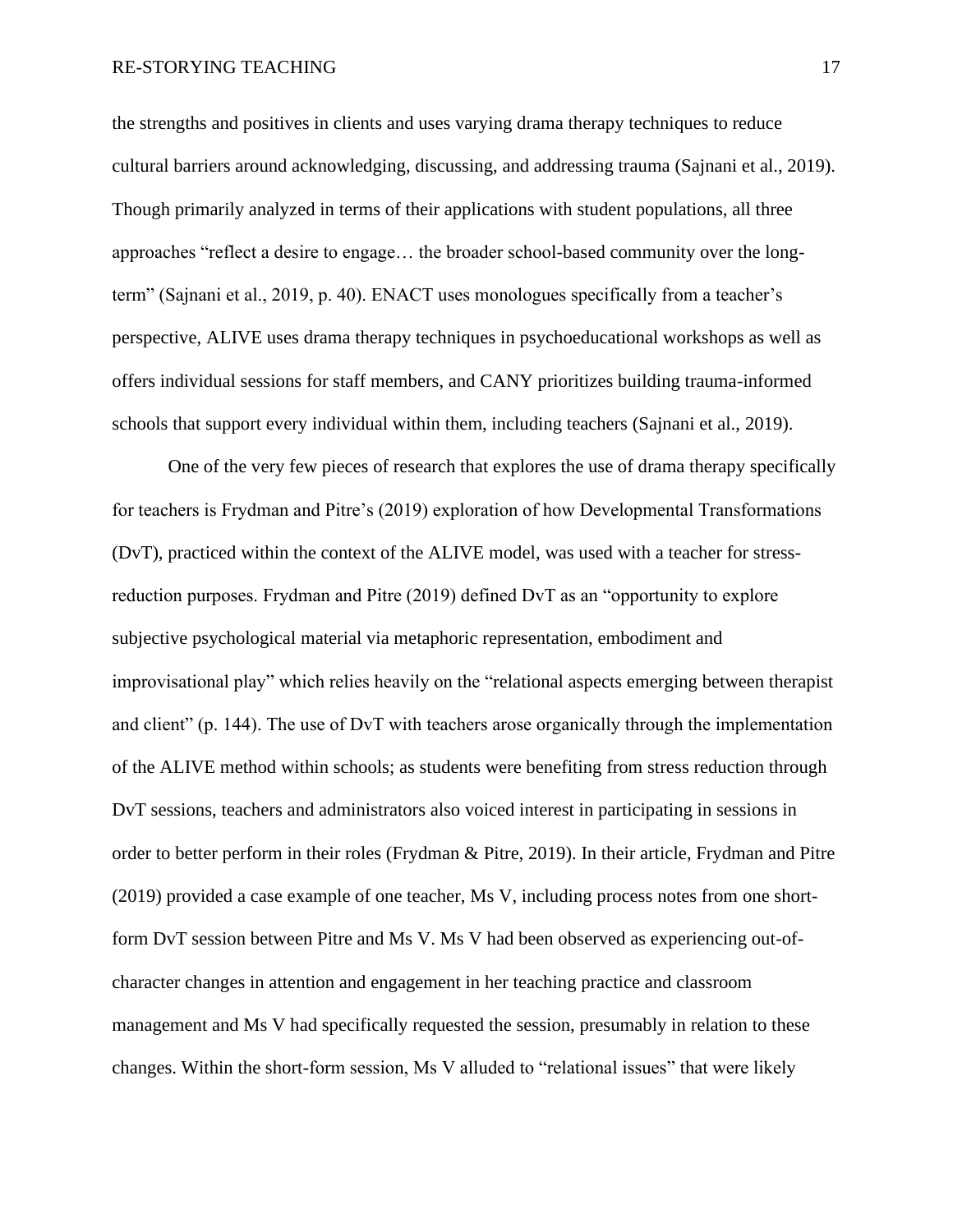the strengths and positives in clients and uses varying drama therapy techniques to reduce cultural barriers around acknowledging, discussing, and addressing trauma (Sajnani et al., 2019). Though primarily analyzed in terms of their applications with student populations, all three approaches "reflect a desire to engage… the broader school-based community over the long-term" (Sajnani et al., 2019, p. 40). ENACT uses monologues specifically from a teacher's perspective, ALIVE uses drama therapy techniques in psychoeducational workshops as well as offers individual sessions for staff members, and CANY prioritizes building trauma-informed schools that support every individual within them, including teachers (Sajnani et al., 2019).

One of the very few pieces of research that explores the use of drama therapy specifically for teachers is Frydman and Pitre's (2019) exploration of how Developmental Transformations (DvT), practiced within the context of the ALIVE model, was used with a teacher for stress-reduction purposes. Frydman and Pitre (2019) defined DvT as an "opportunity to explore subjective psychological material via metaphoric representation, embodiment and improvisational play" which relies heavily on the "relational aspects emerging between therapist and client" (p. 144). The use of DvT with teachers arose organically through the implementation of the ALIVE method within schools; as students were benefiting from stress reduction through DvT sessions, teachers and administrators also voiced interest in participating in sessions in order to better perform in their roles (Frydman & Pitre, 2019). In their article, Frydman and Pitre (2019) provided a case example of one teacher, Ms V, including process notes from one short-form DvT session between Pitre and Ms V. Ms V had been observed as experiencing out-of-character changes in attention and engagement in her teaching practice and classroom management and Ms V had specifically requested the session, presumably in relation to these changes. Within the short-form session, Ms V alluded to "relational issues" that were likely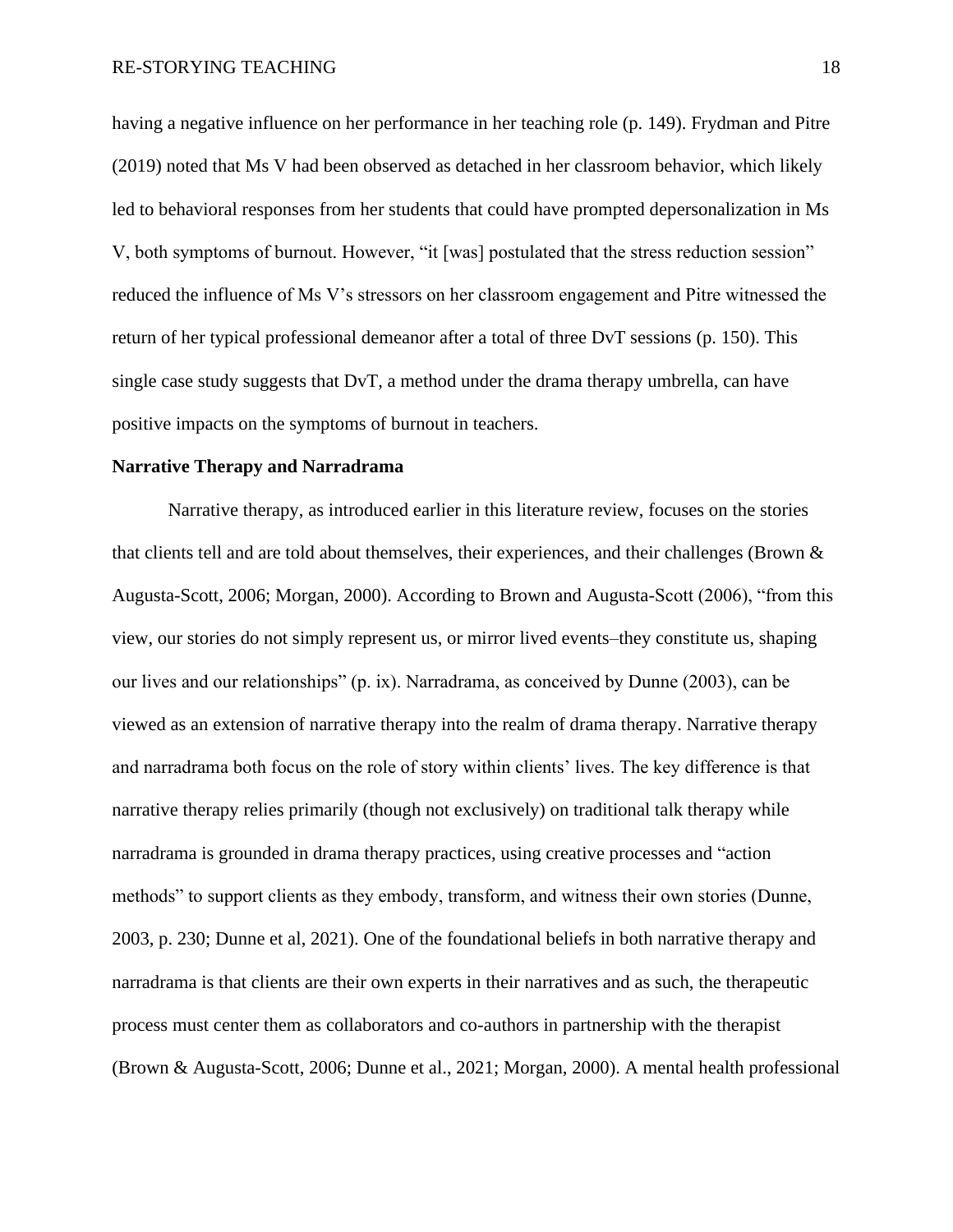having a negative influence on her performance in her teaching role (p. 149). Frydman and Pitre (2019) noted that Ms V had been observed as detached in her classroom behavior, which likely led to behavioral responses from her students that could have prompted depersonalization in Ms V, both symptoms of burnout. However, "it [was] postulated that the stress reduction session" reduced the influence of Ms V's stressors on her classroom engagement and Pitre witnessed the return of her typical professional demeanor after a total of three DvT sessions (p. 150). This single case study suggests that DvT, a method under the drama therapy umbrella, can have positive impacts on the symptoms of burnout in teachers.

**Narrative Therapy and Narradrama**

Narrative therapy, as introduced earlier in this literature review, focuses on the stories that clients tell and are told about themselves, their experiences, and their challenges (Brown & Augusta-Scott, 2006; Morgan, 2000). According to Brown and Augusta-Scott (2006), "from this view, our stories do not simply represent us, or mirror lived events–they constitute us, shaping our lives and our relationships" (p. ix). Narradrama, as conceived by Dunne (2003), can be viewed as an extension of narrative therapy into the realm of drama therapy. Narrative therapy and narradrama both focus on the role of story within clients' lives. The key difference is that narrative therapy relies primarily (though not exclusively) on traditional talk therapy while narradrama is grounded in drama therapy practices, using creative processes and "action methods" to support clients as they embody, transform, and witness their own stories (Dunne, 2003, p. 230; Dunne et al, 2021). One of the foundational beliefs in both narrative therapy and narradrama is that clients are their own experts in their narratives and as such, the therapeutic process must center them as collaborators and co-authors in partnership with the therapist (Brown & Augusta-Scott, 2006; Dunne et al., 2021; Morgan, 2000). A mental health professional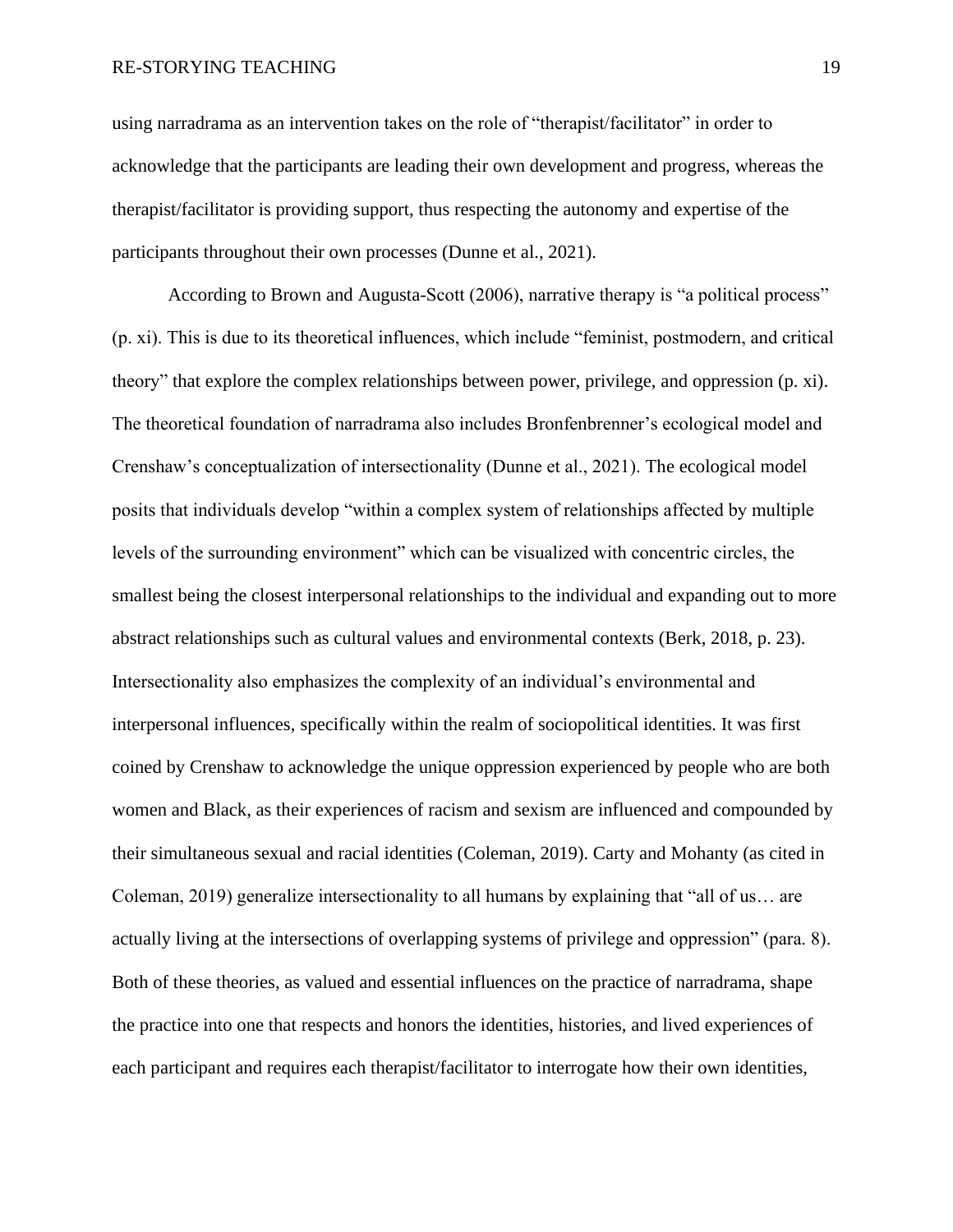using narradrama as an intervention takes on the role of "therapist/facilitator" in order to acknowledge that the participants are leading their own development and progress, whereas the therapist/facilitator is providing support, thus respecting the autonomy and expertise of the participants throughout their own processes (Dunne et al., 2021).

According to Brown and Augusta-Scott (2006), narrative therapy is "a political process" (p. xi). This is due to its theoretical influences, which include "feminist, postmodern, and critical theory" that explore the complex relationships between power, privilege, and oppression (p. xi). The theoretical foundation of narradrama also includes Bronfenbrenner's ecological model and Crenshaw's conceptualization of intersectionality (Dunne et al., 2021). The ecological model posits that individuals develop "within a complex system of relationships affected by multiple levels of the surrounding environment" which can be visualized with concentric circles, the smallest being the closest interpersonal relationships to the individual and expanding out to more abstract relationships such as cultural values and environmental contexts (Berk, 2018, p. 23). Intersectionality also emphasizes the complexity of an individual's environmental and interpersonal influences, specifically within the realm of sociopolitical identities. It was first coined by Crenshaw to acknowledge the unique oppression experienced by people who are both women and Black, as their experiences of racism and sexism are influenced and compounded by their simultaneous sexual and racial identities (Coleman, 2019). Carty and Mohanty (as cited in Coleman, 2019) generalize intersectionality to all humans by explaining that "all of us… are actually living at the intersections of overlapping systems of privilege and oppression" (para. 8). Both of these theories, as valued and essential influences on the practice of narradrama, shape the practice into one that respects and honors the identities, histories, and lived experiences of each participant and requires each therapist/facilitator to interrogate how their own identities,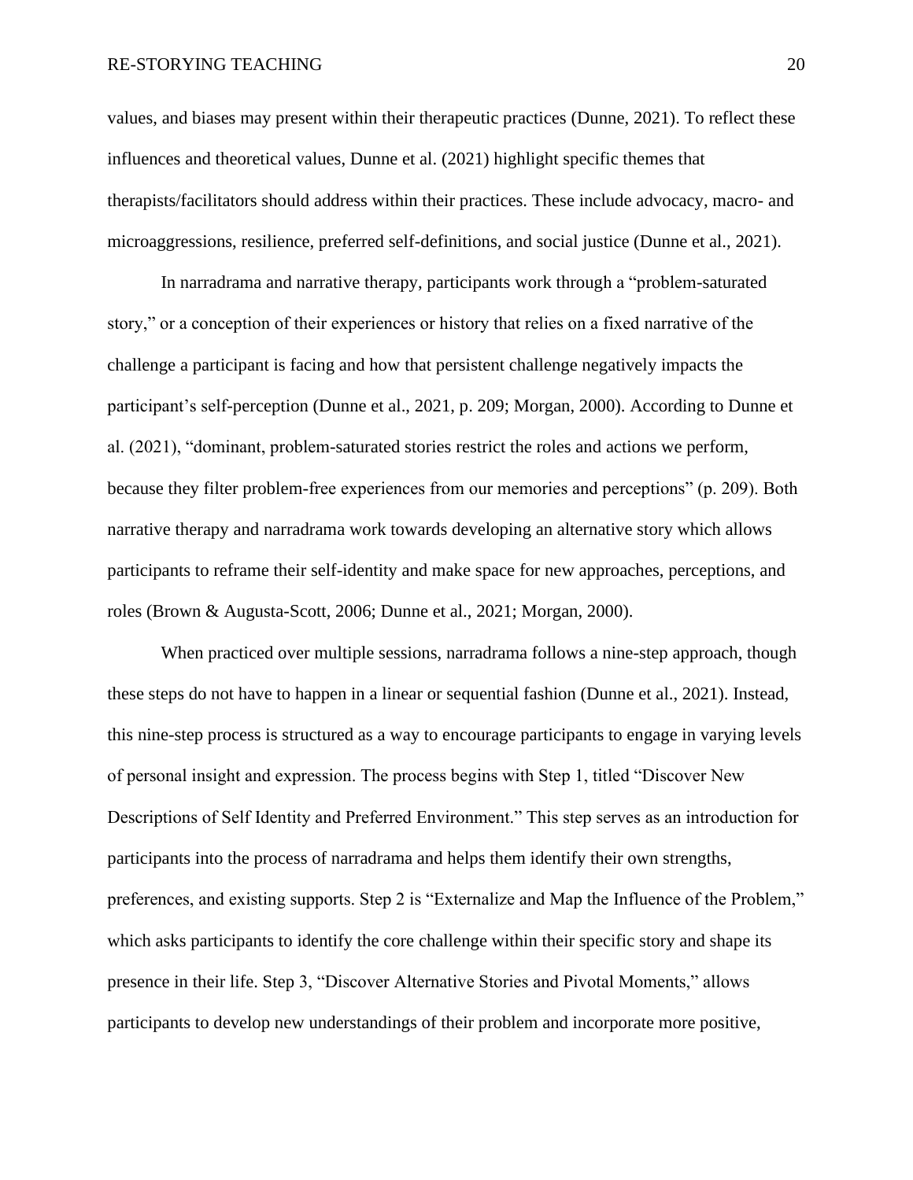values, and biases may present within their therapeutic practices (Dunne, 2021). To reflect these influences and theoretical values, Dunne et al. (2021) highlight specific themes that therapists/facilitators should address within their practices. These include advocacy, macro- and microaggressions, resilience, preferred self-definitions, and social justice (Dunne et al., 2021).

In narradrama and narrative therapy, participants work through a "problem-saturated story," or a conception of their experiences or history that relies on a fixed narrative of the challenge a participant is facing and how that persistent challenge negatively impacts the participant's self-perception (Dunne et al., 2021, p. 209; Morgan, 2000). According to Dunne et al. (2021), "dominant, problem-saturated stories restrict the roles and actions we perform, because they filter problem-free experiences from our memories and perceptions" (p. 209). Both narrative therapy and narradrama work towards developing an alternative story which allows participants to reframe their self-identity and make space for new approaches, perceptions, and roles (Brown & Augusta-Scott, 2006; Dunne et al., 2021; Morgan, 2000).

When practiced over multiple sessions, narradrama follows a nine-step approach, though these steps do not have to happen in a linear or sequential fashion (Dunne et al., 2021). Instead, this nine-step process is structured as a way to encourage participants to engage in varying levels of personal insight and expression. The process begins with Step 1, titled "Discover New Descriptions of Self Identity and Preferred Environment." This step serves as an introduction for participants into the process of narradrama and helps them identify their own strengths, preferences, and existing supports. Step 2 is "Externalize and Map the Influence of the Problem," which asks participants to identify the core challenge within their specific story and shape its presence in their life. Step 3, "Discover Alternative Stories and Pivotal Moments," allows participants to develop new understandings of their problem and incorporate more positive,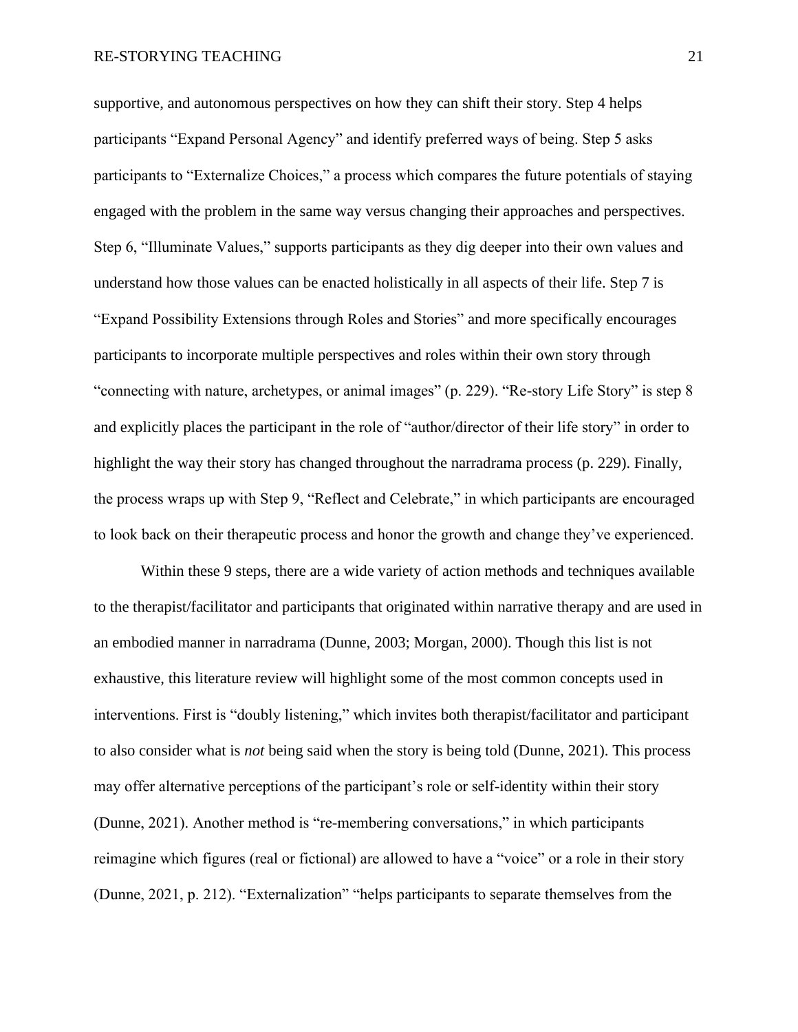supportive, and autonomous perspectives on how they can shift their story. Step 4 helps participants "Expand Personal Agency" and identify preferred ways of being. Step 5 asks participants to "Externalize Choices," a process which compares the future potentials of staying engaged with the problem in the same way versus changing their approaches and perspectives. Step 6, "Illuminate Values," supports participants as they dig deeper into their own values and understand how those values can be enacted holistically in all aspects of their life. Step 7 is "Expand Possibility Extensions through Roles and Stories" and more specifically encourages participants to incorporate multiple perspectives and roles within their own story through "connecting with nature, archetypes, or animal images" (p. 229). "Re-story Life Story" is step 8 and explicitly places the participant in the role of "author/director of their life story" in order to highlight the way their story has changed throughout the narradrama process (p. 229). Finally, the process wraps up with Step 9, "Reflect and Celebrate," in which participants are encouraged to look back on their therapeutic process and honor the growth and change they've experienced.

Within these 9 steps, there are a wide variety of action methods and techniques available to the therapist/facilitator and participants that originated within narrative therapy and are used in an embodied manner in narradrama (Dunne, 2003; Morgan, 2000). Though this list is not exhaustive, this literature review will highlight some of the most common concepts used in interventions. First is "doubly listening," which invites both therapist/facilitator and participant to also consider what is *not* being said when the story is being told (Dunne, 2021). This process may offer alternative perceptions of the participant's role or self-identity within their story (Dunne, 2021). Another method is "re-membering conversations," in which participants reimagine which figures (real or fictional) are allowed to have a "voice" or a role in their story (Dunne, 2021, p. 212). "Externalization" "helps participants to separate themselves from the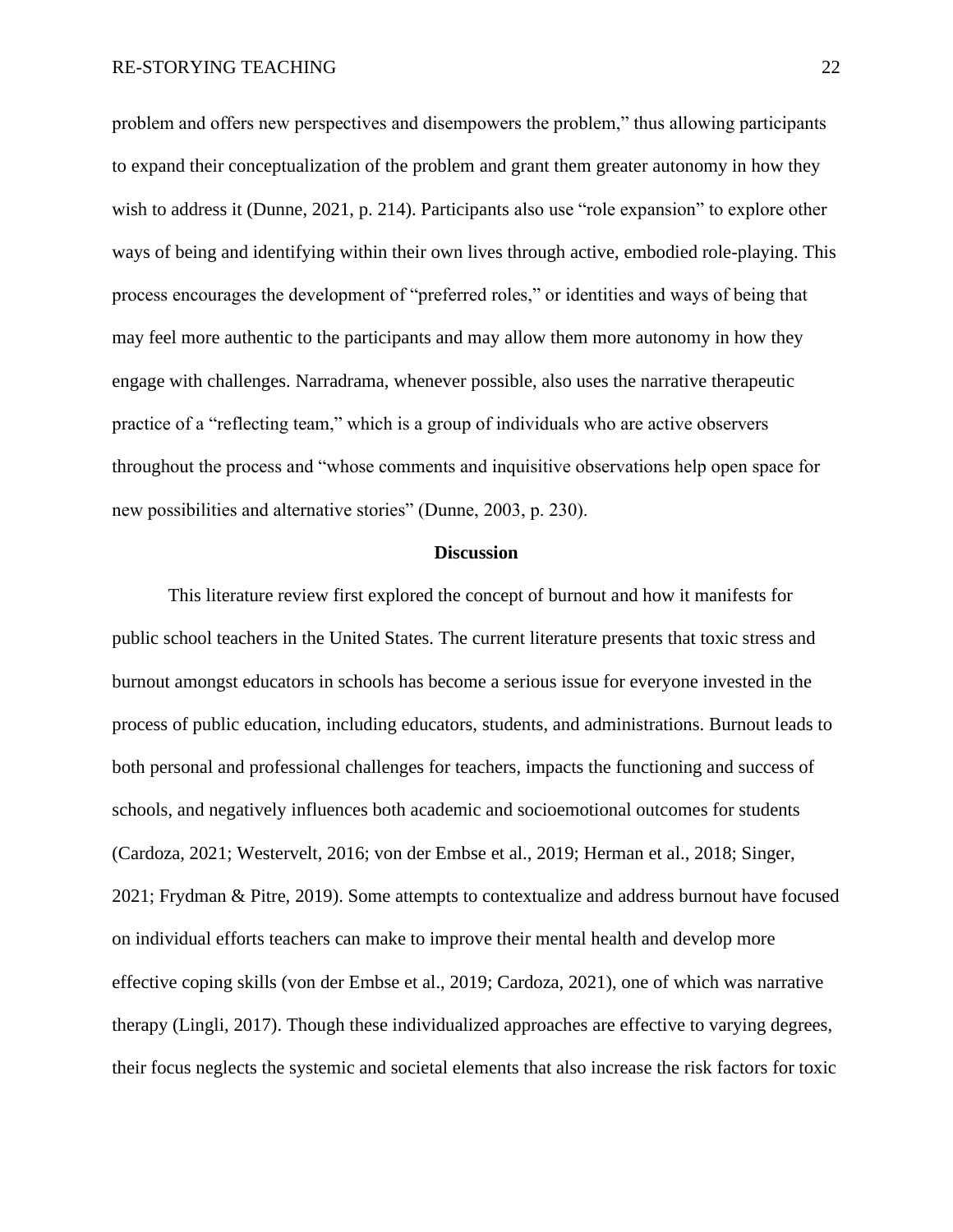problem and offers new perspectives and disempowers the problem," thus allowing participants to expand their conceptualization of the problem and grant them greater autonomy in how they wish to address it (Dunne, 2021, p. 214). Participants also use "role expansion" to explore other ways of being and identifying within their own lives through active, embodied role-playing. This process encourages the development of "preferred roles," or identities and ways of being that may feel more authentic to the participants and may allow them more autonomy in how they engage with challenges. Narradrama, whenever possible, also uses the narrative therapeutic practice of a "reflecting team," which is a group of individuals who are active observers throughout the process and "whose comments and inquisitive observations help open space for new possibilities and alternative stories" (Dunne, 2003, p. 230).

## Discussion

This literature review first explored the concept of burnout and how it manifests for public school teachers in the United States. The current literature presents that toxic stress and burnout amongst educators in schools has become a serious issue for everyone invested in the process of public education, including educators, students, and administrations. Burnout leads to both personal and professional challenges for teachers, impacts the functioning and success of schools, and negatively influences both academic and socioemotional outcomes for students (Cardoza, 2021; Westervelt, 2016; von der Embse et al., 2019; Herman et al., 2018; Singer, 2021; Frydman & Pitre, 2019). Some attempts to contextualize and address burnout have focused on individual efforts teachers can make to improve their mental health and develop more effective coping skills (von der Embse et al., 2019; Cardoza, 2021), one of which was narrative therapy (Lingli, 2017). Though these individualized approaches are effective to varying degrees, their focus neglects the systemic and societal elements that also increase the risk factors for toxic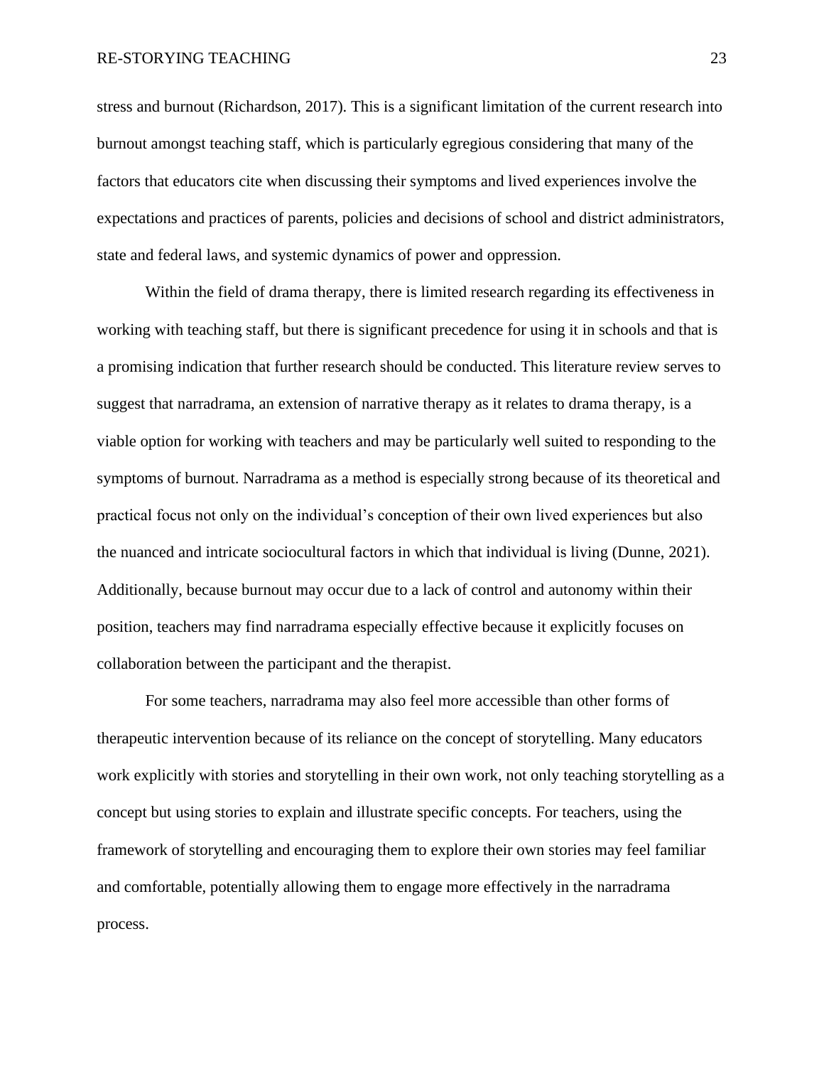stress and burnout (Richardson, 2017). This is a significant limitation of the current research into burnout amongst teaching staff, which is particularly egregious considering that many of the factors that educators cite when discussing their symptoms and lived experiences involve the expectations and practices of parents, policies and decisions of school and district administrators, state and federal laws, and systemic dynamics of power and oppression.

Within the field of drama therapy, there is limited research regarding its effectiveness in working with teaching staff, but there is significant precedence for using it in schools and that is a promising indication that further research should be conducted. This literature review serves to suggest that narradrama, an extension of narrative therapy as it relates to drama therapy, is a viable option for working with teachers and may be particularly well suited to responding to the symptoms of burnout. Narradrama as a method is especially strong because of its theoretical and practical focus not only on the individual's conception of their own lived experiences but also the nuanced and intricate sociocultural factors in which that individual is living (Dunne, 2021). Additionally, because burnout may occur due to a lack of control and autonomy within their position, teachers may find narradrama especially effective because it explicitly focuses on collaboration between the participant and the therapist.

For some teachers, narradrama may also feel more accessible than other forms of therapeutic intervention because of its reliance on the concept of storytelling. Many educators work explicitly with stories and storytelling in their own work, not only teaching storytelling as a concept but using stories to explain and illustrate specific concepts. For teachers, using the framework of storytelling and encouraging them to explore their own stories may feel familiar and comfortable, potentially allowing them to engage more effectively in the narradrama process.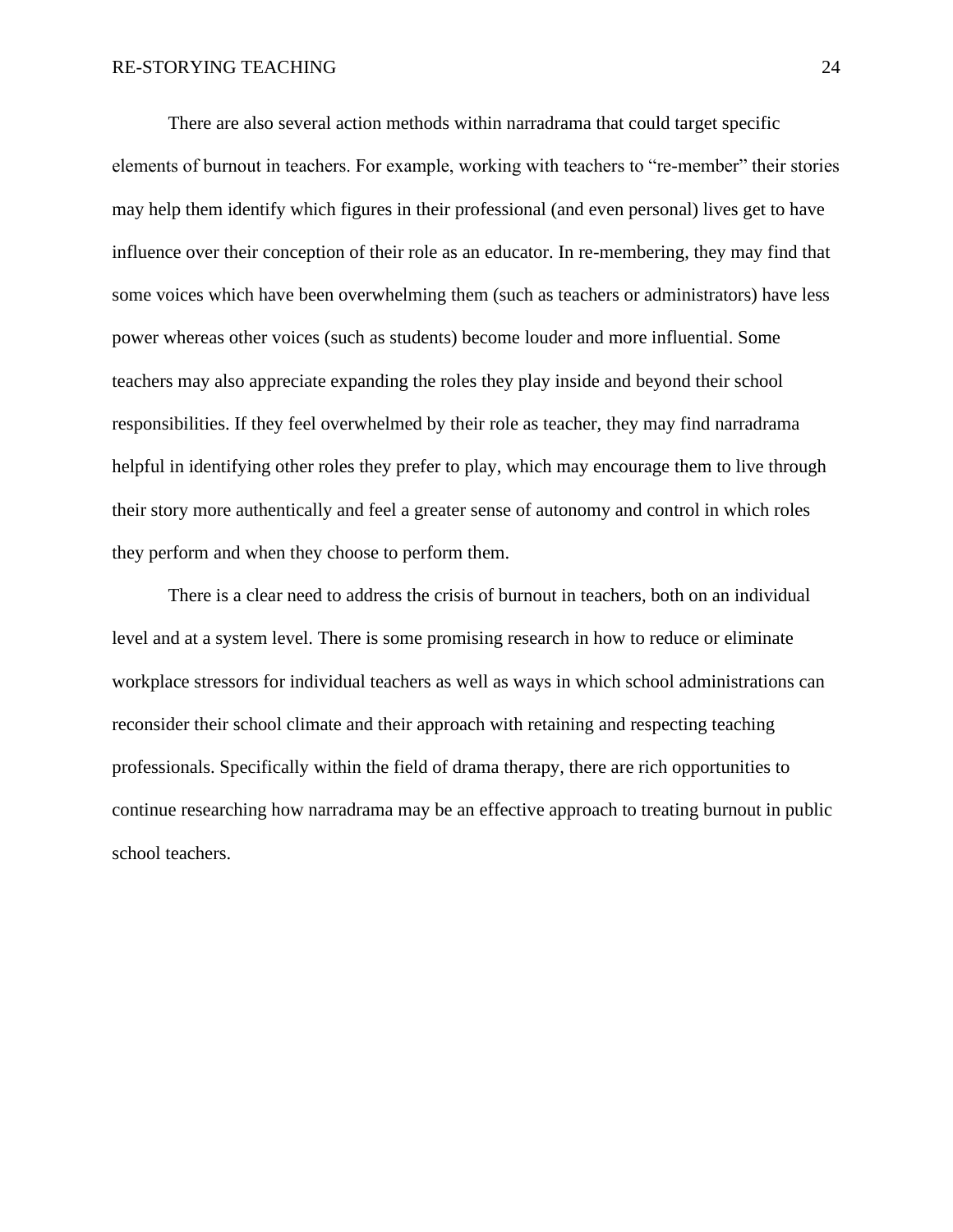There are also several action methods within narradrama that could target specific elements of burnout in teachers. For example, working with teachers to "re-member" their stories may help them identify which figures in their professional (and even personal) lives get to have influence over their conception of their role as an educator. In re-membering, they may find that some voices which have been overwhelming them (such as teachers or administrators) have less power whereas other voices (such as students) become louder and more influential. Some teachers may also appreciate expanding the roles they play inside and beyond their school responsibilities. If they feel overwhelmed by their role as teacher, they may find narradrama helpful in identifying other roles they prefer to play, which may encourage them to live through their story more authentically and feel a greater sense of autonomy and control in which roles they perform and when they choose to perform them.

There is a clear need to address the crisis of burnout in teachers, both on an individual level and at a system level. There is some promising research in how to reduce or eliminate workplace stressors for individual teachers as well as ways in which school administrations can reconsider their school climate and their approach with retaining and respecting teaching professionals. Specifically within the field of drama therapy, there are rich opportunities to continue researching how narradrama may be an effective approach to treating burnout in public school teachers.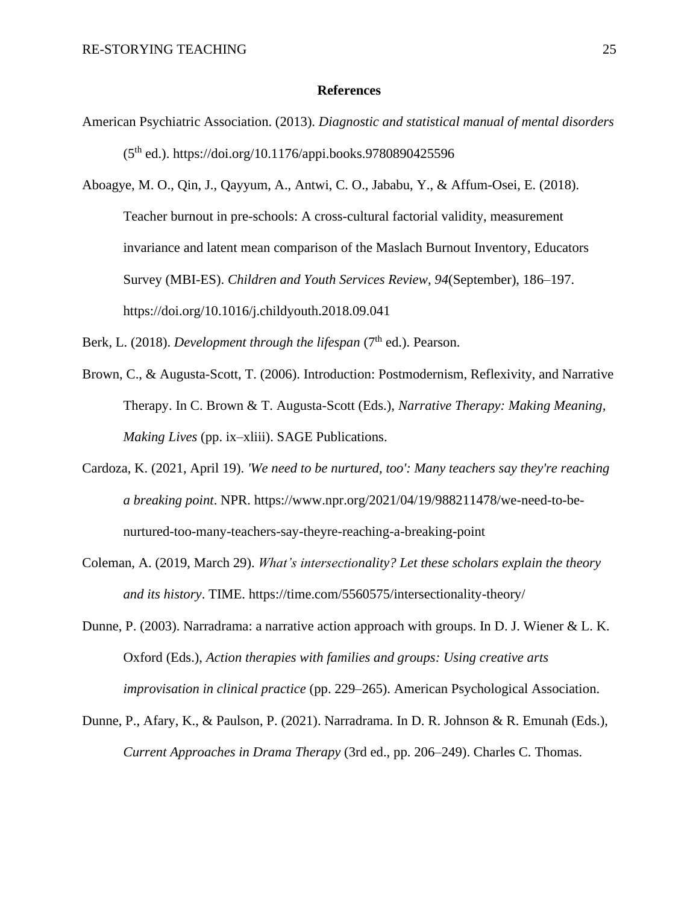# References

American Psychiatric Association. (2013). *Diagnostic and statistical manual of mental disorders* (5th ed.). https://doi.org/10.1176/appi.books.9780890425596

Aboagye, M. O., Qin, J., Qayyum, A., Antwi, C. O., Jababu, Y., & Affum-Osei, E. (2018). Teacher burnout in pre-schools: A cross-cultural factorial validity, measurement invariance and latent mean comparison of the Maslach Burnout Inventory, Educators Survey (MBI-ES). *Children and Youth Services Review*, *94*(September), 186–197. https://doi.org/10.1016/j.childyouth.2018.09.041

Berk, L. (2018). *Development through the lifespan* (7th ed.). Pearson.

Brown, C., & Augusta-Scott, T. (2006). Introduction: Postmodernism, Reflexivity, and Narrative Therapy. In C. Brown & T. Augusta-Scott (Eds.), *Narrative Therapy: Making Meaning, Making Lives* (pp. ix–xliii). SAGE Publications.

Cardoza, K. (2021, April 19). *'We need to be nurtured, too': Many teachers say they're reaching a breaking point*. NPR. https://www.npr.org/2021/04/19/988211478/we-need-to-be-nurtured-too-many-teachers-say-theyre-reaching-a-breaking-point

Coleman, A. (2019, March 29). *What's intersectionality? Let these scholars explain the theory and its history*. TIME. https://time.com/5560575/intersectionality-theory/

Dunne, P. (2003). Narradrama: a narrative action approach with groups. In D. J. Wiener & L. K. Oxford (Eds.), *Action therapies with families and groups: Using creative arts improvisation in clinical practice* (pp. 229–265). American Psychological Association.

Dunne, P., Afary, K., & Paulson, P. (2021). Narradrama. In D. R. Johnson & R. Emunah (Eds.), *Current Approaches in Drama Therapy* (3rd ed., pp. 206–249). Charles C. Thomas.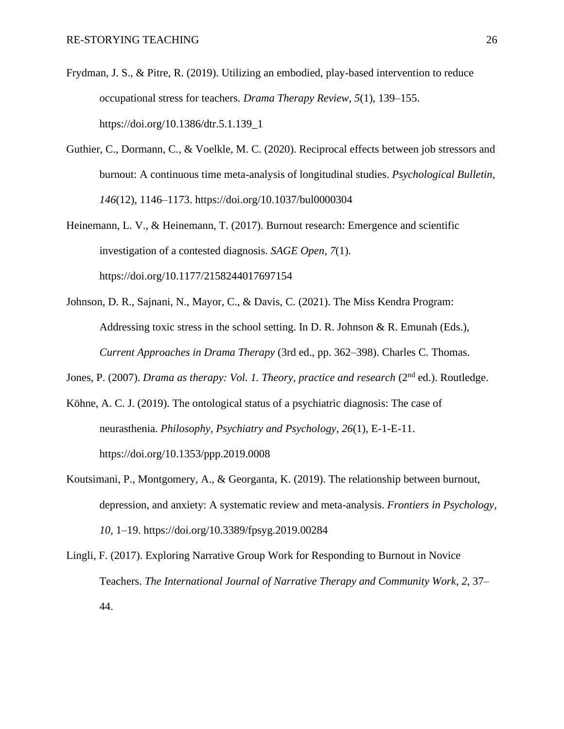Frydman, J. S., & Pitre, R. (2019). Utilizing an embodied, play-based intervention to reduce occupational stress for teachers. *Drama Therapy Review*, *5*(1), 139–155. https://doi.org/10.1386/dtr.5.1.139_1

Guthier, C., Dormann, C., & Voelkle, M. C. (2020). Reciprocal effects between job stressors and burnout: A continuous time meta-analysis of longitudinal studies. *Psychological Bulletin*, *146*(12), 1146–1173. https://doi.org/10.1037/bul0000304

Heinemann, L. V., & Heinemann, T. (2017). Burnout research: Emergence and scientific investigation of a contested diagnosis. *SAGE Open*, *7*(1). https://doi.org/10.1177/2158244017697154

Johnson, D. R., Sajnani, N., Mayor, C., & Davis, C. (2021). The Miss Kendra Program: Addressing toxic stress in the school setting. In D. R. Johnson & R. Emunah (Eds.), *Current Approaches in Drama Therapy* (3rd ed., pp. 362–398). Charles C. Thomas.

Jones, P. (2007). *Drama as therapy: Vol. 1. Theory, practice and research* (2nd ed.). Routledge.

Köhne, A. C. J. (2019). The ontological status of a psychiatric diagnosis: The case of neurasthenia. *Philosophy, Psychiatry and Psychology*, *26*(1), E-1-E-11. https://doi.org/10.1353/ppp.2019.0008

Koutsimani, P., Montgomery, A., & Georganta, K. (2019). The relationship between burnout, depression, and anxiety: A systematic review and meta-analysis. *Frontiers in Psychology*, *10*, 1–19. https://doi.org/10.3389/fpsyg.2019.00284

Lingli, F. (2017). Exploring Narrative Group Work for Responding to Burnout in Novice Teachers. *The International Journal of Narrative Therapy and Community Work*, *2*, 37–44.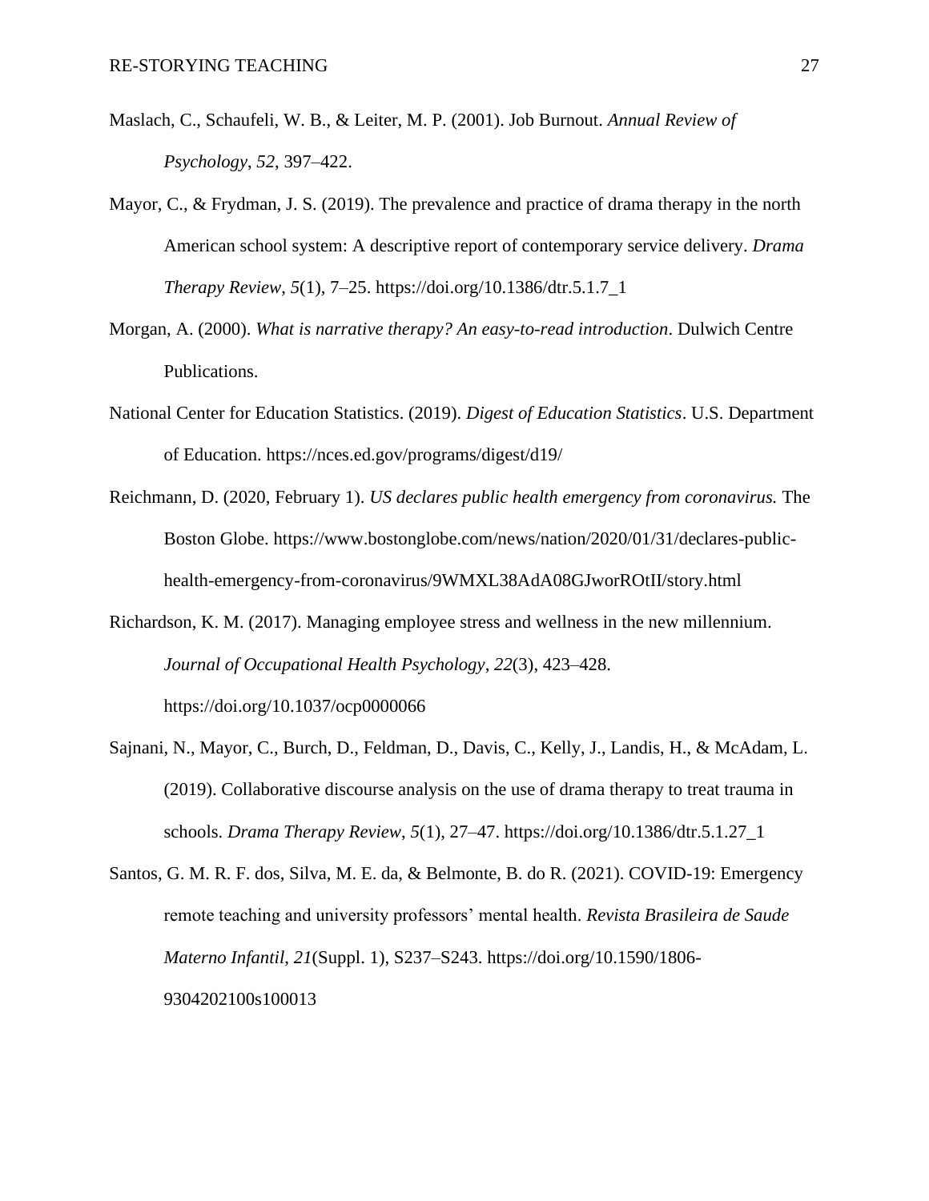Maslach, C., Schaufeli, W. B., & Leiter, M. P. (2001). Job Burnout. *Annual Review of Psychology*, *52*, 397–422.

Mayor, C., & Frydman, J. S. (2019). The prevalence and practice of drama therapy in the north American school system: A descriptive report of contemporary service delivery. *Drama Therapy Review*, *5*(1), 7–25. https://doi.org/10.1386/dtr.5.1.7_1

Morgan, A. (2000). *What is narrative therapy? An easy-to-read introduction*. Dulwich Centre Publications.

National Center for Education Statistics. (2019). *Digest of Education Statistics*. U.S. Department of Education. https://nces.ed.gov/programs/digest/d19/

Reichmann, D. (2020, February 1). *US declares public health emergency from coronavirus.* The Boston Globe. https://www.bostonglobe.com/news/nation/2020/01/31/declares-public-health-emergency-from-coronavirus/9WMXL38AdA08GJworROtII/story.html

Richardson, K. M. (2017). Managing employee stress and wellness in the new millennium. *Journal of Occupational Health Psychology*, *22*(3), 423–428. https://doi.org/10.1037/ocp0000066

Sajnani, N., Mayor, C., Burch, D., Feldman, D., Davis, C., Kelly, J., Landis, H., & McAdam, L. (2019). Collaborative discourse analysis on the use of drama therapy to treat trauma in schools. *Drama Therapy Review*, *5*(1), 27–47. https://doi.org/10.1386/dtr.5.1.27_1

Santos, G. M. R. F. dos, Silva, M. E. da, & Belmonte, B. do R. (2021). COVID-19: Emergency remote teaching and university professors' mental health. *Revista Brasileira de Saude Materno Infantil*, *21*(Suppl. 1), S237–S243. https://doi.org/10.1590/1806-9304202100s100013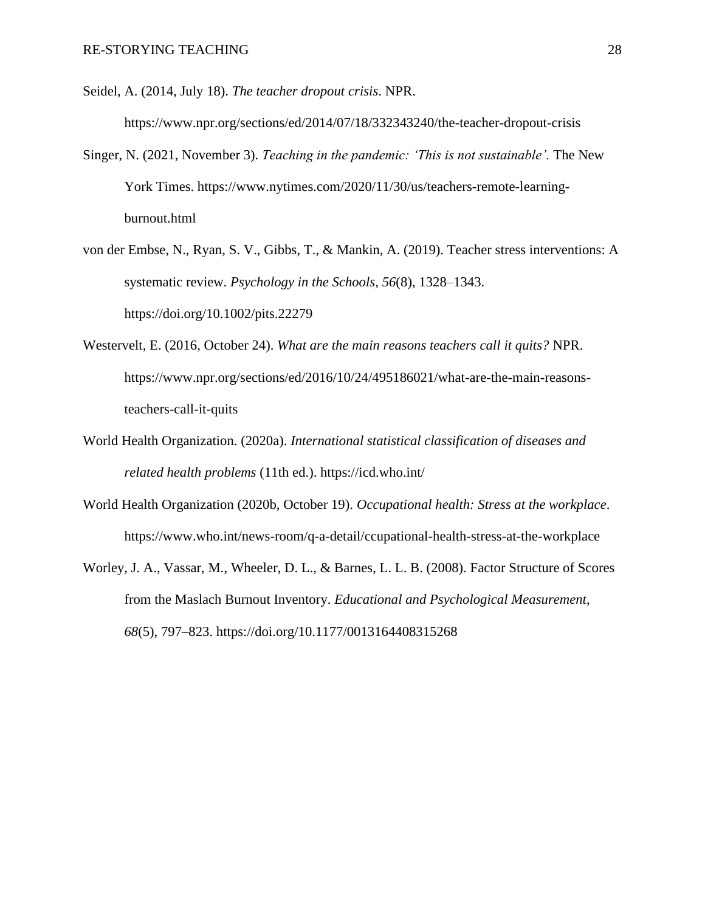Seidel, A. (2014, July 18). *The teacher dropout crisis*. NPR. https://www.npr.org/sections/ed/2014/07/18/332343240/the-teacher-dropout-crisis

Singer, N. (2021, November 3). *Teaching in the pandemic: 'This is not sustainable'.* The New York Times. https://www.nytimes.com/2020/11/30/us/teachers-remote-learning-burnout.html

von der Embse, N., Ryan, S. V., Gibbs, T., & Mankin, A. (2019). Teacher stress interventions: A systematic review. *Psychology in the Schools*, *56*(8), 1328–1343. https://doi.org/10.1002/pits.22279

Westervelt, E. (2016, October 24). *What are the main reasons teachers call it quits?* NPR. https://www.npr.org/sections/ed/2016/10/24/495186021/what-are-the-main-reasons-teachers-call-it-quits

World Health Organization. (2020a). *International statistical classification of diseases and related health problems* (11th ed.). https://icd.who.int/

World Health Organization (2020b, October 19). *Occupational health: Stress at the workplace*. https://www.who.int/news-room/q-a-detail/ccupational-health-stress-at-the-workplace

Worley, J. A., Vassar, M., Wheeler, D. L., & Barnes, L. L. B. (2008). Factor Structure of Scores from the Maslach Burnout Inventory. *Educational and Psychological Measurement*, *68*(5), 797–823. https://doi.org/10.1177/0013164408315268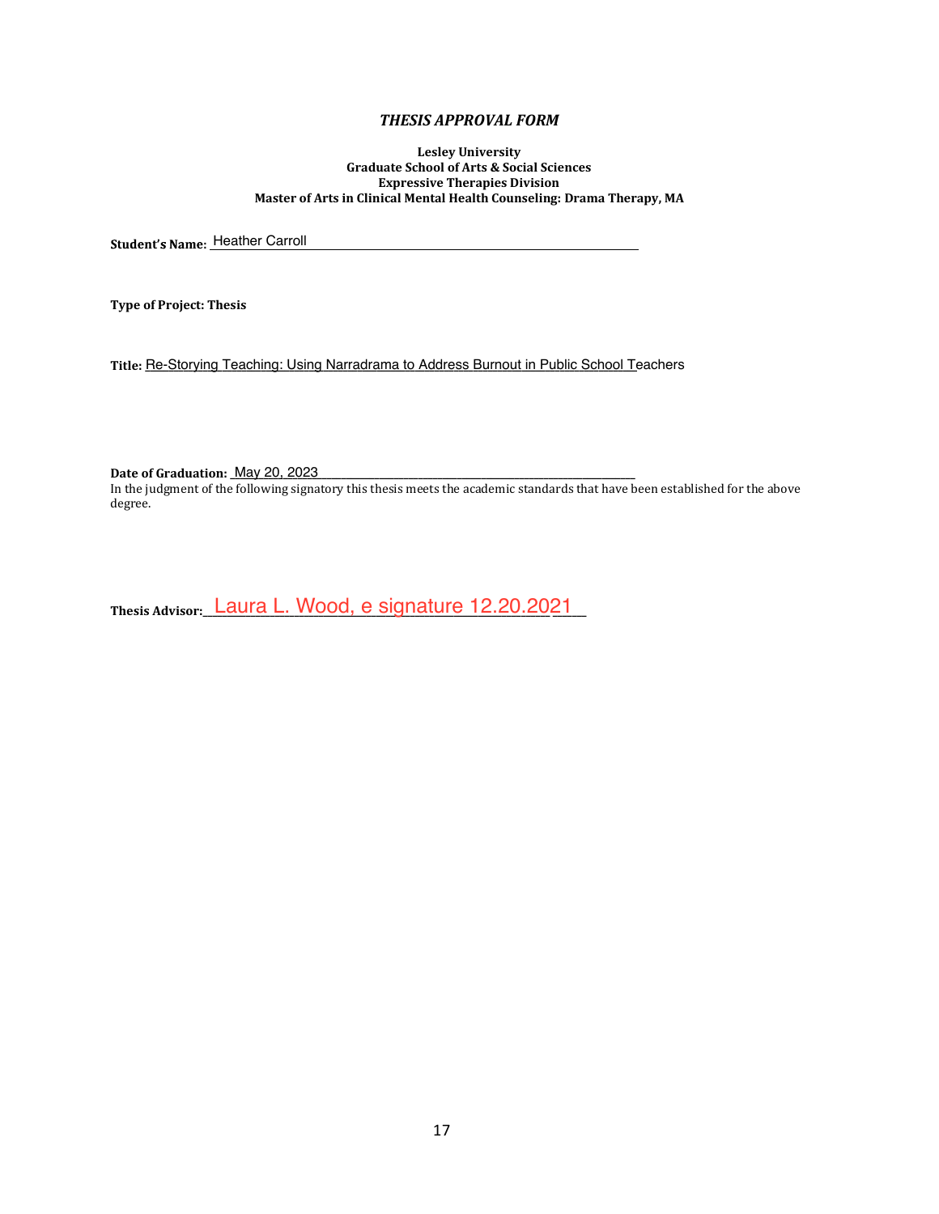# *THESIS APPROVAL FORM*

**Lesley University**
**Graduate School of Arts & Social Sciences**
**Expressive Therapies Division**
**Master of Arts in Clinical Mental Health Counseling: Drama Therapy, MA**

**Student's Name:** Heather Carroll

**Type of Project: Thesis**

**Title:** Re-Storying Teaching: Using Narradrama to Address Burnout in Public School Teachers

**Date of Graduation:** May 20, 2023

In the judgment of the following signatory this thesis meets the academic standards that have been established for the above degree.

**Thesis Advisor:** Laura L. Wood, e signature 12.20.2021